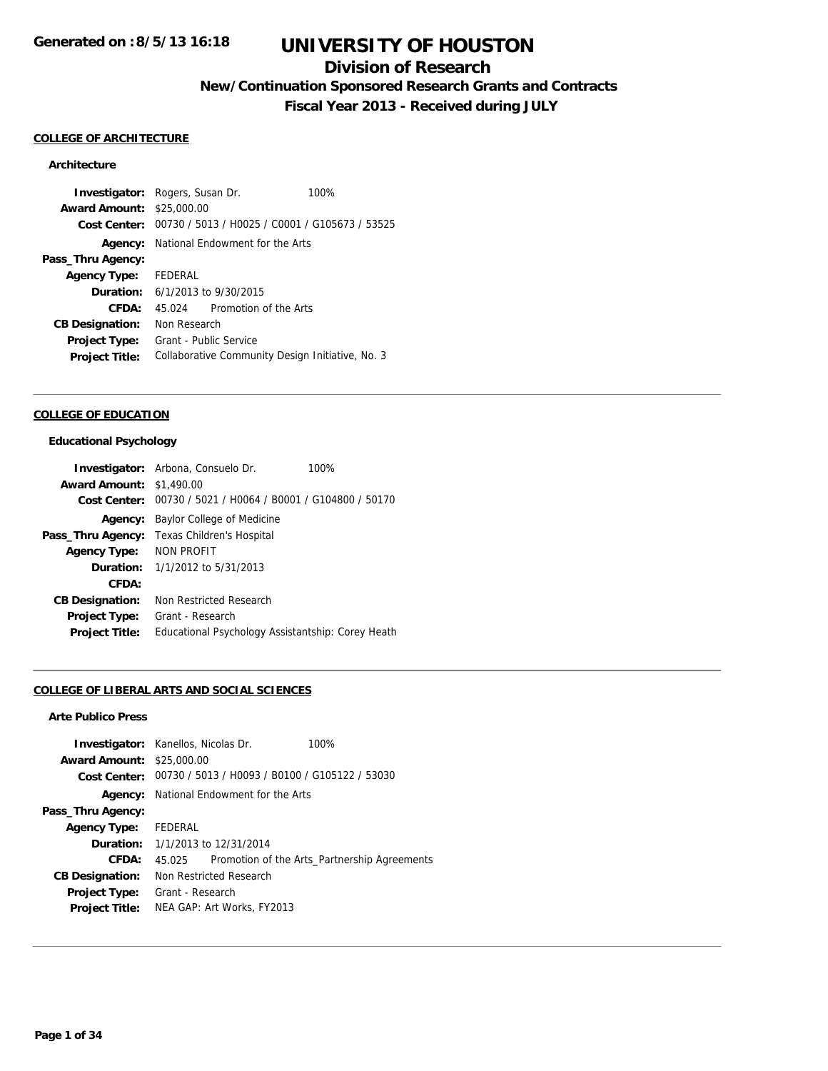Generated on :8/5/13 16:18

# UNIVERSITY OF HOUSTON

## Division of Research

## New/Continuation Sponsored Research Grants and Contracts

## Fiscal Year 2013 - Received during JULY

### COLLEGE OF ARCHITECTURE

#### Architecture

| | |
|---|---|
| **Investigator:** | Rogers, Susan Dr. 100% |
| **Award Amount:** | $25,000.00 |
| **Cost Center:** | 00730 / 5013 / H0025 / C0001 / G105673 / 53525 |
| **Agency:** | National Endowment for the Arts |
| **Pass_Thru Agency:** | |
| **Agency Type:** | FEDERAL |
| **Duration:** | 6/1/2013 to 9/30/2015 |
| **CFDA:** | 45.024 Promotion of the Arts |
| **CB Designation:** | Non Research |
| **Project Type:** | Grant - Public Service |
| **Project Title:** | Collaborative Community Design Initiative, No. 3 |

### COLLEGE OF EDUCATION

#### Educational Psychology

| | |
|---|---|
| **Investigator:** | Arbona, Consuelo Dr. 100% |
| **Award Amount:** | $1,490.00 |
| **Cost Center:** | 00730 / 5021 / H0064 / B0001 / G104800 / 50170 |
| **Agency:** | Baylor College of Medicine |
| **Pass_Thru Agency:** | Texas Children's Hospital |
| **Agency Type:** | NON PROFIT |
| **Duration:** | 1/1/2012 to 5/31/2013 |
| **CFDA:** | |
| **CB Designation:** | Non Restricted Research |
| **Project Type:** | Grant - Research |
| **Project Title:** | Educational Psychology Assistantship: Corey Heath |

### COLLEGE OF LIBERAL ARTS AND SOCIAL SCIENCES

#### Arte Publico Press

| | |
|---|---|
| **Investigator:** | Kanellos, Nicolas Dr. 100% |
| **Award Amount:** | $25,000.00 |
| **Cost Center:** | 00730 / 5013 / H0093 / B0100 / G105122 / 53030 |
| **Agency:** | National Endowment for the Arts |
| **Pass_Thru Agency:** | |
| **Agency Type:** | FEDERAL |
| **Duration:** | 1/1/2013 to 12/31/2014 |
| **CFDA:** | 45.025 Promotion of the Arts_Partnership Agreements |
| **CB Designation:** | Non Restricted Research |
| **Project Type:** | Grant - Research |
| **Project Title:** | NEA GAP: Art Works, FY2013 |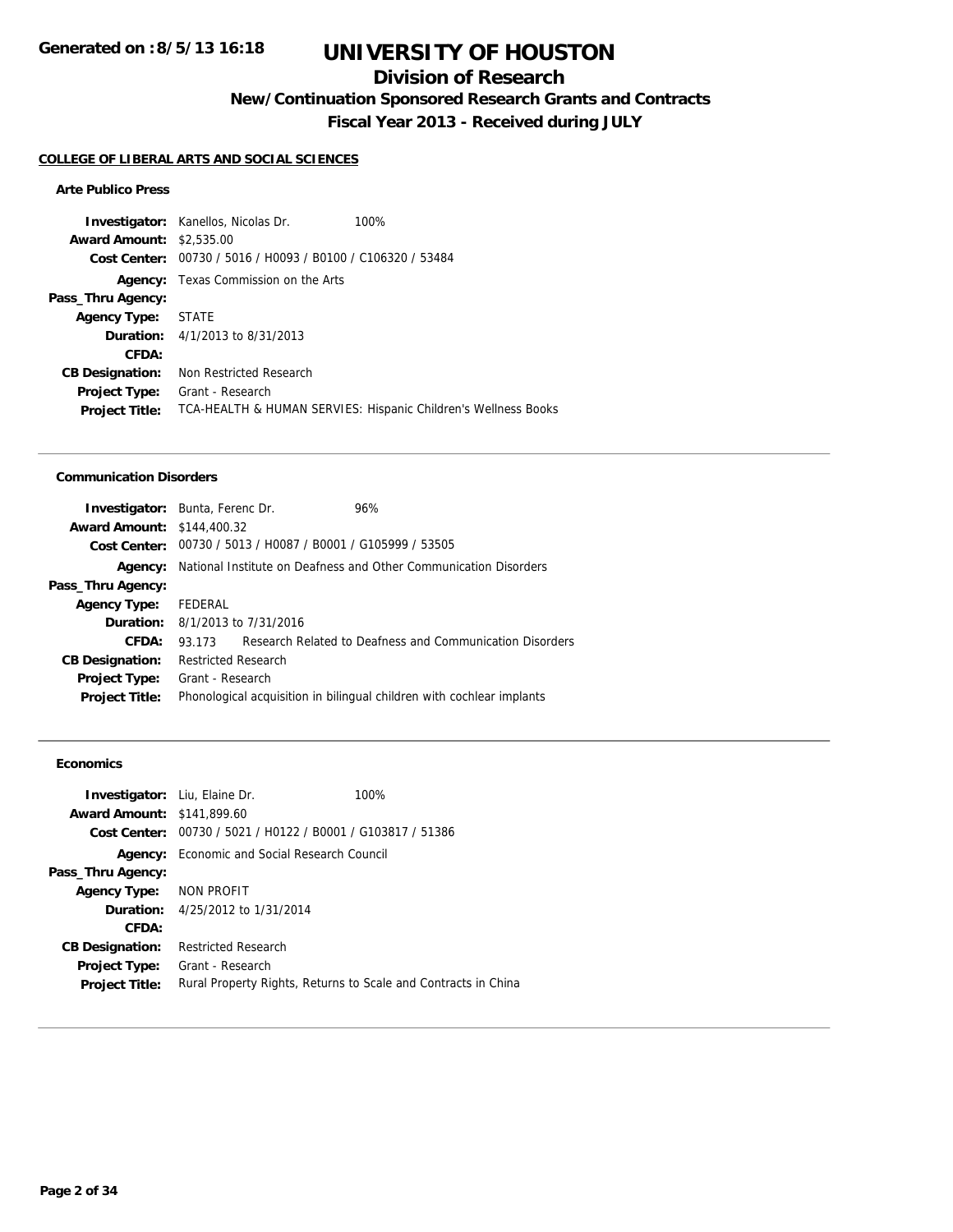# UNIVERSITY OF HOUSTON

## Division of Research

### New/Continuation Sponsored Research Grants and Contracts

### Fiscal Year 2013 - Received during JULY

Generated on :8/5/13 16:18

**COLLEGE OF LIBERAL ARTS AND SOCIAL SCIENCES**

#### Arte Publico Press

**Investigator:** Kanellos, Nicolas Dr. 100%
**Award Amount:** $2,535.00
**Cost Center:** 00730 / 5016 / H0093 / B0100 / C106320 / 53484
**Agency:** Texas Commission on the Arts
**Pass_Thru Agency:**
**Agency Type:** STATE
**Duration:** 4/1/2013 to 8/31/2013
**CFDA:**
**CB Designation:** Non Restricted Research
**Project Type:** Grant - Research
**Project Title:** TCA-HEALTH & HUMAN SERVIES: Hispanic Children's Wellness Books

---

#### Communication Disorders

**Investigator:** Bunta, Ferenc Dr. 96%
**Award Amount:** $144,400.32
**Cost Center:** 00730 / 5013 / H0087 / B0001 / G105999 / 53505
**Agency:** National Institute on Deafness and Other Communication Disorders
**Pass_Thru Agency:**
**Agency Type:** FEDERAL
**Duration:** 8/1/2013 to 7/31/2016
**CFDA:** 93.173 Research Related to Deafness and Communication Disorders
**CB Designation:** Restricted Research
**Project Type:** Grant - Research
**Project Title:** Phonological acquisition in bilingual children with cochlear implants

---

#### Economics

**Investigator:** Liu, Elaine Dr. 100%
**Award Amount:** $141,899.60
**Cost Center:** 00730 / 5021 / H0122 / B0001 / G103817 / 51386
**Agency:** Economic and Social Research Council
**Pass_Thru Agency:**
**Agency Type:** NON PROFIT
**Duration:** 4/25/2012 to 1/31/2014
**CFDA:**
**CB Designation:** Restricted Research
**Project Type:** Grant - Research
**Project Title:** Rural Property Rights, Returns to Scale and Contracts in China

---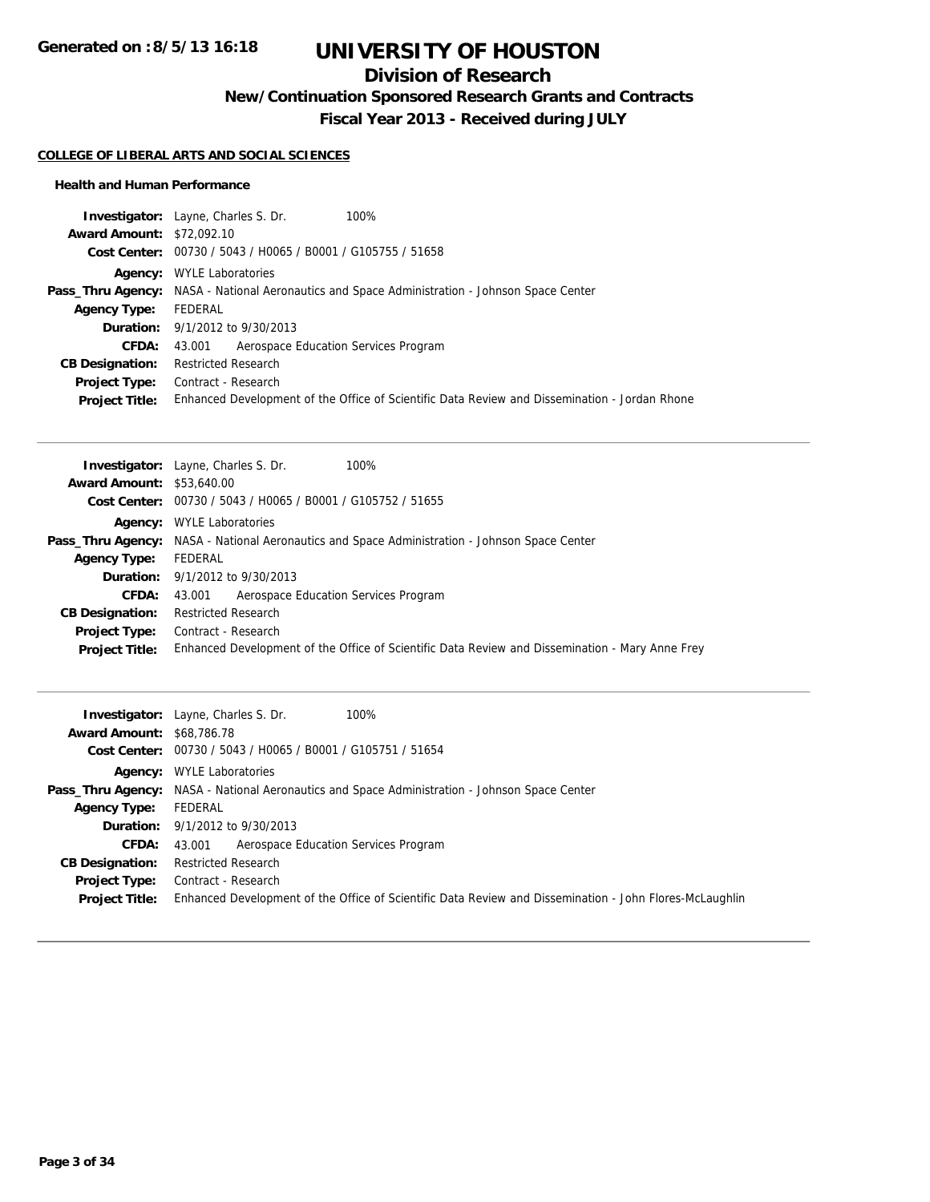**Generated on :8/5/13 16:18**

# UNIVERSITY OF HOUSTON

## Division of Research

### New/Continuation Sponsored Research Grants and Contracts

### Fiscal Year 2013 - Received during JULY

#### COLLEGE OF LIBERAL ARTS AND SOCIAL SCIENCES

##### Health and Human Performance

**Investigator:** Layne, Charles S. Dr. 100%
**Award Amount:** $72,092.10
**Cost Center:** 00730 / 5043 / H0065 / B0001 / G105755 / 51658
**Agency:** WYLE Laboratories
**Pass_Thru Agency:** NASA - National Aeronautics and Space Administration - Johnson Space Center
**Agency Type:** FEDERAL
**Duration:** 9/1/2012 to 9/30/2013
**CFDA:** 43.001 Aerospace Education Services Program
**CB Designation:** Restricted Research
**Project Type:** Contract - Research
**Project Title:** Enhanced Development of the Office of Scientific Data Review and Dissemination - Jordan Rhone

---

**Investigator:** Layne, Charles S. Dr. 100%
**Award Amount:** $53,640.00
**Cost Center:** 00730 / 5043 / H0065 / B0001 / G105752 / 51655
**Agency:** WYLE Laboratories
**Pass_Thru Agency:** NASA - National Aeronautics and Space Administration - Johnson Space Center
**Agency Type:** FEDERAL
**Duration:** 9/1/2012 to 9/30/2013
**CFDA:** 43.001 Aerospace Education Services Program
**CB Designation:** Restricted Research
**Project Type:** Contract - Research
**Project Title:** Enhanced Development of the Office of Scientific Data Review and Dissemination - Mary Anne Frey

---

**Investigator:** Layne, Charles S. Dr. 100%
**Award Amount:** $68,786.78
**Cost Center:** 00730 / 5043 / H0065 / B0001 / G105751 / 51654
**Agency:** WYLE Laboratories
**Pass_Thru Agency:** NASA - National Aeronautics and Space Administration - Johnson Space Center
**Agency Type:** FEDERAL
**Duration:** 9/1/2012 to 9/30/2013
**CFDA:** 43.001 Aerospace Education Services Program
**CB Designation:** Restricted Research
**Project Type:** Contract - Research
**Project Title:** Enhanced Development of the Office of Scientific Data Review and Dissemination - John Flores-McLaughlin

---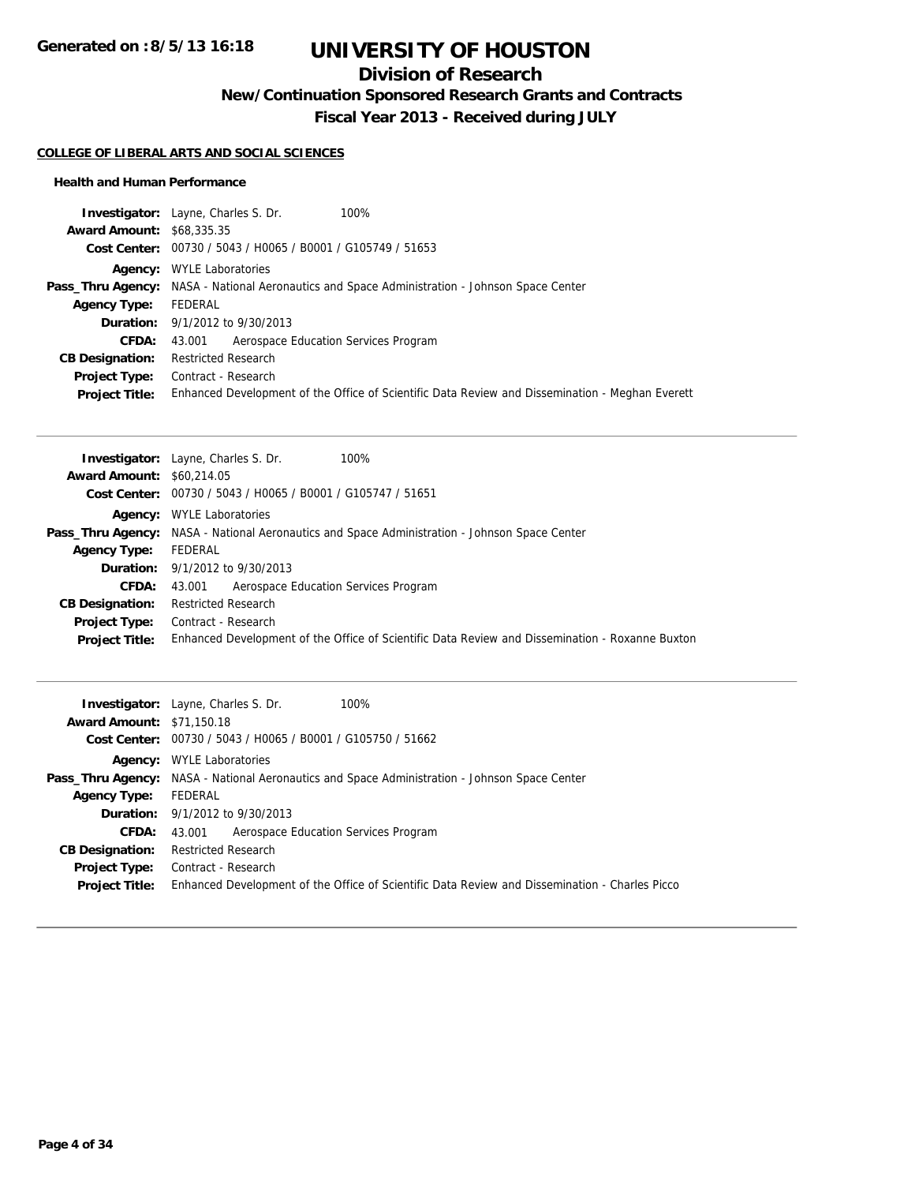# UNIVERSITY OF HOUSTON

## Division of Research

### New/Continuation Sponsored Research Grants and Contracts

### Fiscal Year 2013 - Received during JULY

**COLLEGE OF LIBERAL ARTS AND SOCIAL SCIENCES**

**Health and Human Performance**

**Investigator:** Layne, Charles S. Dr. 100%
**Award Amount:** $68,335.35
**Cost Center:** 00730 / 5043 / H0065 / B0001 / G105749 / 51653
**Agency:** WYLE Laboratories
**Pass_Thru Agency:** NASA - National Aeronautics and Space Administration - Johnson Space Center
**Agency Type:** FEDERAL
**Duration:** 9/1/2012 to 9/30/2013
**CFDA:** 43.001 Aerospace Education Services Program
**CB Designation:** Restricted Research
**Project Type:** Contract - Research
**Project Title:** Enhanced Development of the Office of Scientific Data Review and Dissemination - Meghan Everett

---

**Investigator:** Layne, Charles S. Dr. 100%
**Award Amount:** $60,214.05
**Cost Center:** 00730 / 5043 / H0065 / B0001 / G105747 / 51651
**Agency:** WYLE Laboratories
**Pass_Thru Agency:** NASA - National Aeronautics and Space Administration - Johnson Space Center
**Agency Type:** FEDERAL
**Duration:** 9/1/2012 to 9/30/2013
**CFDA:** 43.001 Aerospace Education Services Program
**CB Designation:** Restricted Research
**Project Type:** Contract - Research
**Project Title:** Enhanced Development of the Office of Scientific Data Review and Dissemination - Roxanne Buxton

---

**Investigator:** Layne, Charles S. Dr. 100%
**Award Amount:** $71,150.18
**Cost Center:** 00730 / 5043 / H0065 / B0001 / G105750 / 51662
**Agency:** WYLE Laboratories
**Pass_Thru Agency:** NASA - National Aeronautics and Space Administration - Johnson Space Center
**Agency Type:** FEDERAL
**Duration:** 9/1/2012 to 9/30/2013
**CFDA:** 43.001 Aerospace Education Services Program
**CB Designation:** Restricted Research
**Project Type:** Contract - Research
**Project Title:** Enhanced Development of the Office of Scientific Data Review and Dissemination - Charles Picco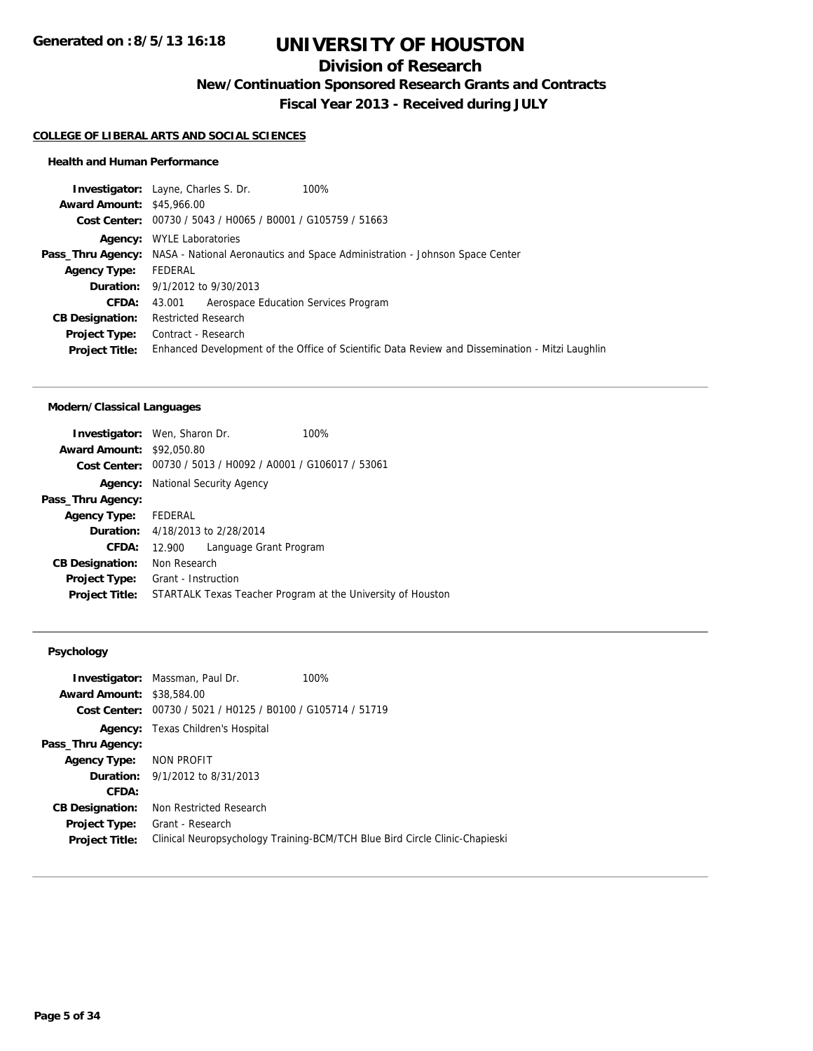**Generated on :8/5/13 16:18**

# UNIVERSITY OF HOUSTON

## Division of Research

### New/Continuation Sponsored Research Grants and Contracts

### Fiscal Year 2013 - Received during JULY

**COLLEGE OF LIBERAL ARTS AND SOCIAL SCIENCES**

#### Health and Human Performance

| | | |
|---|---|---|
| **Investigator:** | Layne, Charles S. Dr. | 100% |
| **Award Amount:** | $45,966.00 | |
| **Cost Center:** | 00730 / 5043 / H0065 / B0001 / G105759 / 51663 | |
| **Agency:** | WYLE Laboratories | |
| **Pass_Thru Agency:** | NASA - National Aeronautics and Space Administration - Johnson Space Center | |
| **Agency Type:** | FEDERAL | |
| **Duration:** | 9/1/2012 to 9/30/2013 | |
| **CFDA:** | 43.001 Aerospace Education Services Program | |
| **CB Designation:** | Restricted Research | |
| **Project Type:** | Contract - Research | |
| **Project Title:** | Enhanced Development of the Office of Scientific Data Review and Dissemination - Mitzi Laughlin | |

#### Modern/Classical Languages

| | | |
|---|---|---|
| **Investigator:** | Wen, Sharon Dr. | 100% |
| **Award Amount:** | $92,050.80 | |
| **Cost Center:** | 00730 / 5013 / H0092 / A0001 / G106017 / 53061 | |
| **Agency:** | National Security Agency | |
| **Pass_Thru Agency:** | | |
| **Agency Type:** | FEDERAL | |
| **Duration:** | 4/18/2013 to 2/28/2014 | |
| **CFDA:** | 12.900 Language Grant Program | |
| **CB Designation:** | Non Research | |
| **Project Type:** | Grant - Instruction | |
| **Project Title:** | STARTALK Texas Teacher Program at the University of Houston | |

#### Psychology

| | | |
|---|---|---|
| **Investigator:** | Massman, Paul Dr. | 100% |
| **Award Amount:** | $38,584.00 | |
| **Cost Center:** | 00730 / 5021 / H0125 / B0100 / G105714 / 51719 | |
| **Agency:** | Texas Children's Hospital | |
| **Pass_Thru Agency:** | | |
| **Agency Type:** | NON PROFIT | |
| **Duration:** | 9/1/2012 to 8/31/2013 | |
| **CFDA:** | | |
| **CB Designation:** | Non Restricted Research | |
| **Project Type:** | Grant - Research | |
| **Project Title:** | Clinical Neuropsychology Training-BCM/TCH Blue Bird Circle Clinic-Chapieski | |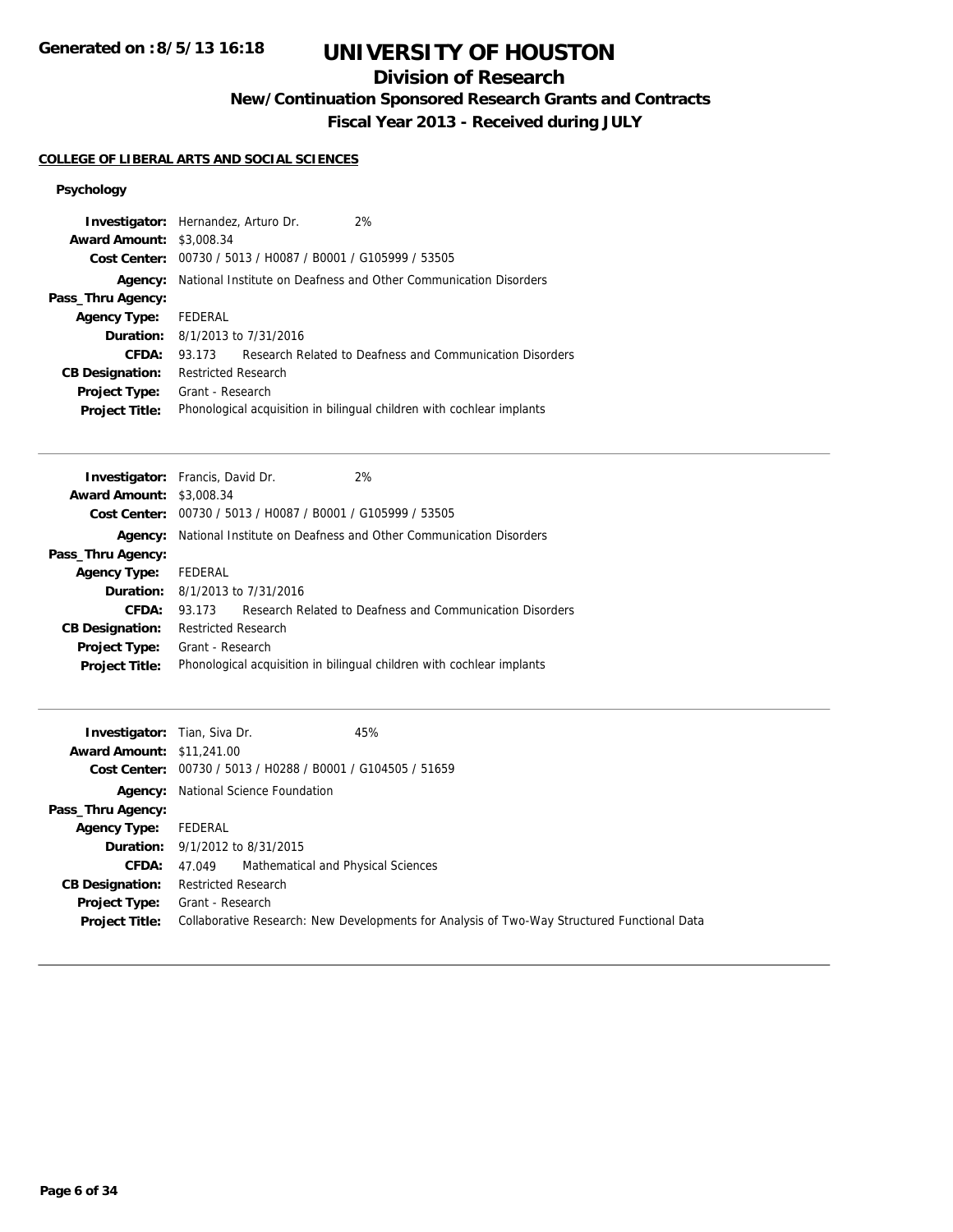# UNIVERSITY OF HOUSTON

## Division of Research

### New/Continuation Sponsored Research Grants and Contracts

### Fiscal Year 2013 - Received during JULY

**COLLEGE OF LIBERAL ARTS AND SOCIAL SCIENCES**

**Psychology**

| | |
|---|---|
| **Investigator:** | Hernandez, Arturo Dr. 2% |
| **Award Amount:** | $3,008.34 |
| **Cost Center:** | 00730 / 5013 / H0087 / B0001 / G105999 / 53505 |
| **Agency:** | National Institute on Deafness and Other Communication Disorders |
| **Pass_Thru Agency:** | |
| **Agency Type:** | FEDERAL |
| **Duration:** | 8/1/2013 to 7/31/2016 |
| **CFDA:** | 93.173 Research Related to Deafness and Communication Disorders |
| **CB Designation:** | Restricted Research |
| **Project Type:** | Grant - Research |
| **Project Title:** | Phonological acquisition in bilingual children with cochlear implants |

---

| | |
|---|---|
| **Investigator:** | Francis, David Dr. 2% |
| **Award Amount:** | $3,008.34 |
| **Cost Center:** | 00730 / 5013 / H0087 / B0001 / G105999 / 53505 |
| **Agency:** | National Institute on Deafness and Other Communication Disorders |
| **Pass_Thru Agency:** | |
| **Agency Type:** | FEDERAL |
| **Duration:** | 8/1/2013 to 7/31/2016 |
| **CFDA:** | 93.173 Research Related to Deafness and Communication Disorders |
| **CB Designation:** | Restricted Research |
| **Project Type:** | Grant - Research |
| **Project Title:** | Phonological acquisition in bilingual children with cochlear implants |

---

| | |
|---|---|
| **Investigator:** | Tian, Siva Dr. 45% |
| **Award Amount:** | $11,241.00 |
| **Cost Center:** | 00730 / 5013 / H0288 / B0001 / G104505 / 51659 |
| **Agency:** | National Science Foundation |
| **Pass_Thru Agency:** | |
| **Agency Type:** | FEDERAL |
| **Duration:** | 9/1/2012 to 8/31/2015 |
| **CFDA:** | 47.049 Mathematical and Physical Sciences |
| **CB Designation:** | Restricted Research |
| **Project Type:** | Grant - Research |
| **Project Title:** | Collaborative Research: New Developments for Analysis of Two-Way Structured Functional Data |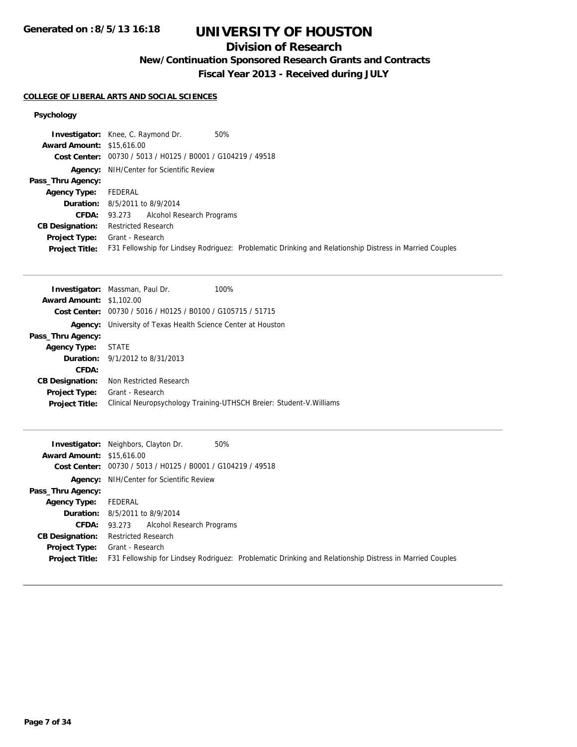# UNIVERSITY OF HOUSTON

## Division of Research

### New/Continuation Sponsored Research Grants and Contracts

### Fiscal Year 2013 - Received during JULY

**Generated on :8/5/13 16:18**

#### COLLEGE OF LIBERAL ARTS AND SOCIAL SCIENCES

##### Psychology

**Investigator:** Knee, C. Raymond Dr. 50%
**Award Amount:** $15,616.00
**Cost Center:** 00730 / 5013 / H0125 / B0001 / G104219 / 49518
**Agency:** NIH/Center for Scientific Review
**Pass_Thru Agency:**
**Agency Type:** FEDERAL
**Duration:** 8/5/2011 to 8/9/2014
**CFDA:** 93.273 Alcohol Research Programs
**CB Designation:** Restricted Research
**Project Type:** Grant - Research
**Project Title:** F31 Fellowship for Lindsey Rodriguez: Problematic Drinking and Relationship Distress in Married Couples

---

**Investigator:** Massman, Paul Dr. 100%
**Award Amount:** $1,102.00
**Cost Center:** 00730 / 5016 / H0125 / B0100 / G105715 / 51715
**Agency:** University of Texas Health Science Center at Houston
**Pass_Thru Agency:**
**Agency Type:** STATE
**Duration:** 9/1/2012 to 8/31/2013
**CFDA:**
**CB Designation:** Non Restricted Research
**Project Type:** Grant - Research
**Project Title:** Clinical Neuropsychology Training-UTHSCH Breier: Student-V.Williams

---

**Investigator:** Neighbors, Clayton Dr. 50%
**Award Amount:** $15,616.00
**Cost Center:** 00730 / 5013 / H0125 / B0001 / G104219 / 49518
**Agency:** NIH/Center for Scientific Review
**Pass_Thru Agency:**
**Agency Type:** FEDERAL
**Duration:** 8/5/2011 to 8/9/2014
**CFDA:** 93.273 Alcohol Research Programs
**CB Designation:** Restricted Research
**Project Type:** Grant - Research
**Project Title:** F31 Fellowship for Lindsey Rodriguez: Problematic Drinking and Relationship Distress in Married Couples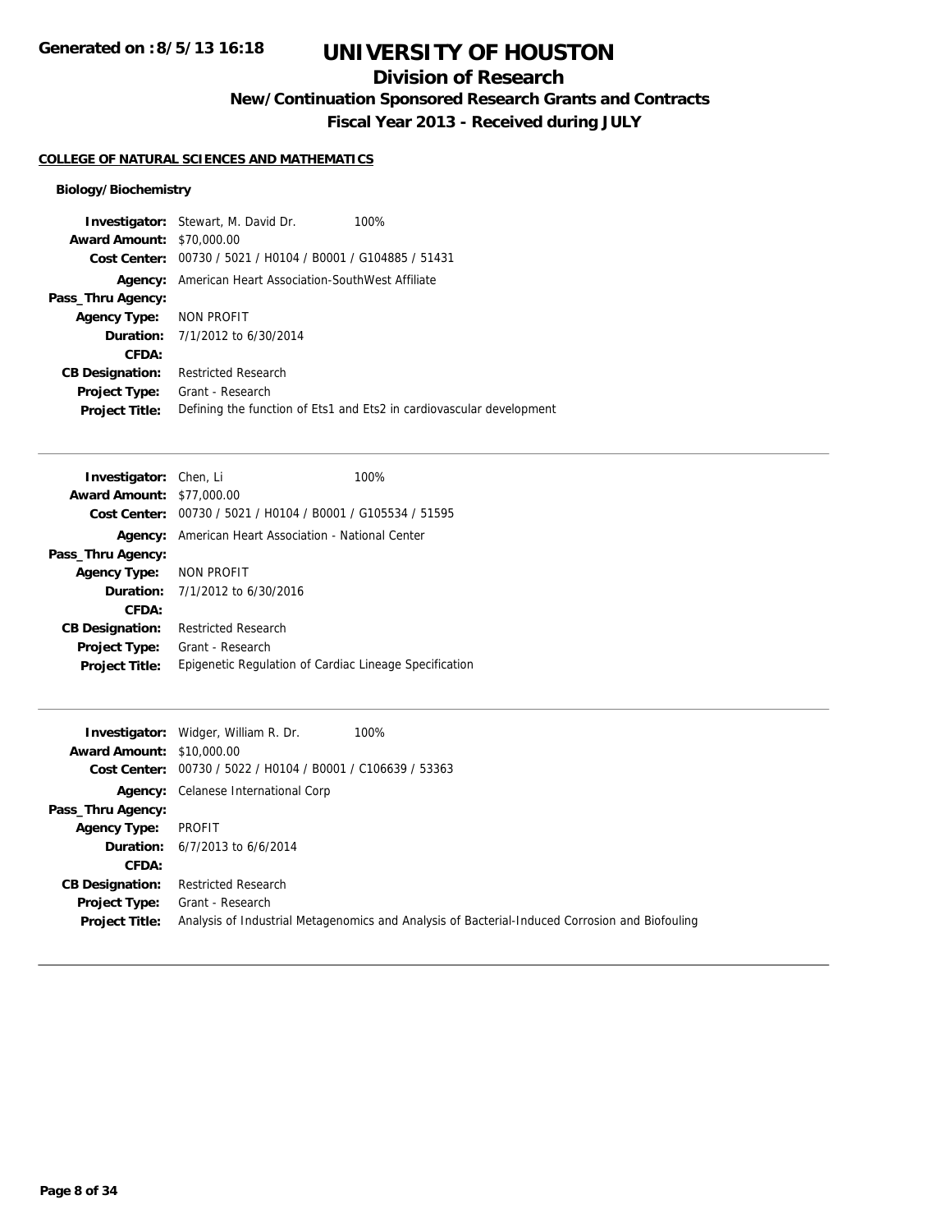# UNIVERSITY OF HOUSTON

## Division of Research

### New/Continuation Sponsored Research Grants and Contracts

### Fiscal Year 2013 - Received during JULY

**Generated on :8/5/13 16:18**

#### COLLEGE OF NATURAL SCIENCES AND MATHEMATICS

##### Biology/Biochemistry

**Investigator:** Stewart, M. David Dr. 100%
**Award Amount:** $70,000.00
**Cost Center:** 00730 / 5021 / H0104 / B0001 / G104885 / 51431
**Agency:** American Heart Association-SouthWest Affiliate
**Pass_Thru Agency:**
**Agency Type:** NON PROFIT
**Duration:** 7/1/2012 to 6/30/2014
**CFDA:**
**CB Designation:** Restricted Research
**Project Type:** Grant - Research
**Project Title:** Defining the function of Ets1 and Ets2 in cardiovascular development

---

**Investigator:** Chen, Li 100%
**Award Amount:** $77,000.00
**Cost Center:** 00730 / 5021 / H0104 / B0001 / G105534 / 51595
**Agency:** American Heart Association - National Center
**Pass_Thru Agency:**
**Agency Type:** NON PROFIT
**Duration:** 7/1/2012 to 6/30/2016
**CFDA:**
**CB Designation:** Restricted Research
**Project Type:** Grant - Research
**Project Title:** Epigenetic Regulation of Cardiac Lineage Specification

---

**Investigator:** Widger, William R. Dr. 100%
**Award Amount:** $10,000.00
**Cost Center:** 00730 / 5022 / H0104 / B0001 / C106639 / 53363
**Agency:** Celanese International Corp
**Pass_Thru Agency:**
**Agency Type:** PROFIT
**Duration:** 6/7/2013 to 6/6/2014
**CFDA:**
**CB Designation:** Restricted Research
**Project Type:** Grant - Research
**Project Title:** Analysis of Industrial Metagenomics and Analysis of Bacterial-Induced Corrosion and Biofouling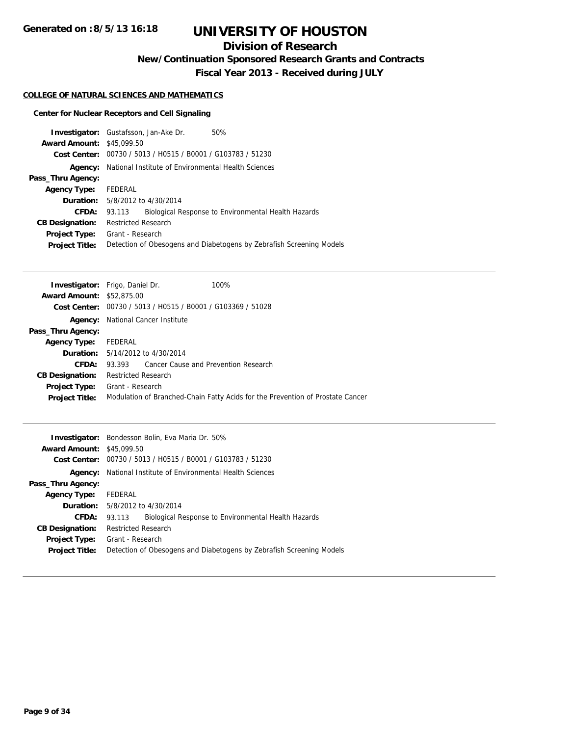# UNIVERSITY OF HOUSTON

## Division of Research

### New/Continuation Sponsored Research Grants and Contracts

### Fiscal Year 2013 - Received during JULY

**COLLEGE OF NATURAL SCIENCES AND MATHEMATICS**

**Center for Nuclear Receptors and Cell Signaling**

| | |
|---|---|
| **Investigator:** | Gustafsson, Jan-Ake Dr. 50% |
| **Award Amount:** | $45,099.50 |
| **Cost Center:** | 00730 / 5013 / H0515 / B0001 / G103783 / 51230 |
| **Agency:** | National Institute of Environmental Health Sciences |
| **Pass_Thru Agency:** | |
| **Agency Type:** | FEDERAL |
| **Duration:** | 5/8/2012 to 4/30/2014 |
| **CFDA:** | 93.113 Biological Response to Environmental Health Hazards |
| **CB Designation:** | Restricted Research |
| **Project Type:** | Grant - Research |
| **Project Title:** | Detection of Obesogens and Diabetogens by Zebrafish Screening Models |

---

| | |
|---|---|
| **Investigator:** | Frigo, Daniel Dr. 100% |
| **Award Amount:** | $52,875.00 |
| **Cost Center:** | 00730 / 5013 / H0515 / B0001 / G103369 / 51028 |
| **Agency:** | National Cancer Institute |
| **Pass_Thru Agency:** | |
| **Agency Type:** | FEDERAL |
| **Duration:** | 5/14/2012 to 4/30/2014 |
| **CFDA:** | 93.393 Cancer Cause and Prevention Research |
| **CB Designation:** | Restricted Research |
| **Project Type:** | Grant - Research |
| **Project Title:** | Modulation of Branched-Chain Fatty Acids for the Prevention of Prostate Cancer |

---

| | |
|---|---|
| **Investigator:** | Bondesson Bolin, Eva Maria Dr. 50% |
| **Award Amount:** | $45,099.50 |
| **Cost Center:** | 00730 / 5013 / H0515 / B0001 / G103783 / 51230 |
| **Agency:** | National Institute of Environmental Health Sciences |
| **Pass_Thru Agency:** | |
| **Agency Type:** | FEDERAL |
| **Duration:** | 5/8/2012 to 4/30/2014 |
| **CFDA:** | 93.113 Biological Response to Environmental Health Hazards |
| **CB Designation:** | Restricted Research |
| **Project Type:** | Grant - Research |
| **Project Title:** | Detection of Obesogens and Diabetogens by Zebrafish Screening Models |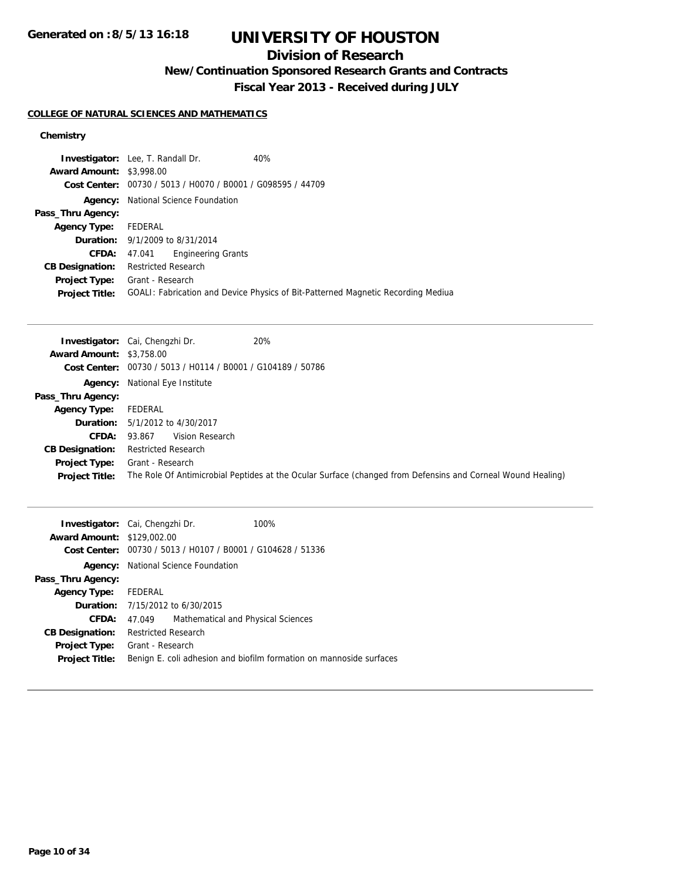# UNIVERSITY OF HOUSTON

## Division of Research

### New/Continuation Sponsored Research Grants and Contracts

### Fiscal Year 2013 - Received during JULY

**COLLEGE OF NATURAL SCIENCES AND MATHEMATICS**

**Chemistry**

**Investigator:** Lee, T. Randall Dr. 40%
**Award Amount:** $3,998.00
**Cost Center:** 00730 / 5013 / H0070 / B0001 / G098595 / 44709
**Agency:** National Science Foundation
**Pass_Thru Agency:**
**Agency Type:** FEDERAL
**Duration:** 9/1/2009 to 8/31/2014
**CFDA:** 47.041 Engineering Grants
**CB Designation:** Restricted Research
**Project Type:** Grant - Research
**Project Title:** GOALI: Fabrication and Device Physics of Bit-Patterned Magnetic Recording Mediua

---

**Investigator:** Cai, Chengzhi Dr. 20%
**Award Amount:** $3,758.00
**Cost Center:** 00730 / 5013 / H0114 / B0001 / G104189 / 50786
**Agency:** National Eye Institute
**Pass_Thru Agency:**
**Agency Type:** FEDERAL
**Duration:** 5/1/2012 to 4/30/2017
**CFDA:** 93.867 Vision Research
**CB Designation:** Restricted Research
**Project Type:** Grant - Research
**Project Title:** The Role Of Antimicrobial Peptides at the Ocular Surface (changed from Defensins and Corneal Wound Healing)

---

**Investigator:** Cai, Chengzhi Dr. 100%
**Award Amount:** $129,002.00
**Cost Center:** 00730 / 5013 / H0107 / B0001 / G104628 / 51336
**Agency:** National Science Foundation
**Pass_Thru Agency:**
**Agency Type:** FEDERAL
**Duration:** 7/15/2012 to 6/30/2015
**CFDA:** 47.049 Mathematical and Physical Sciences
**CB Designation:** Restricted Research
**Project Type:** Grant - Research
**Project Title:** Benign E. coli adhesion and biofilm formation on mannoside surfaces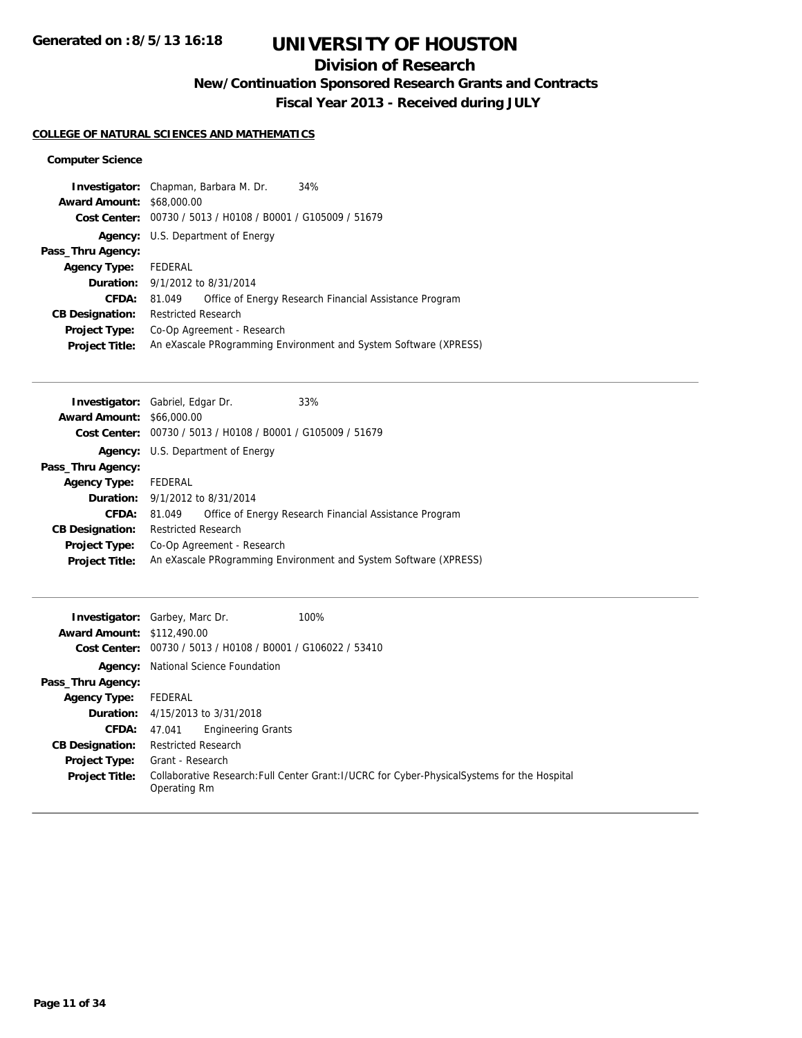**Generated on :8/5/13 16:18**

# UNIVERSITY OF HOUSTON

## Division of Research

### New/Continuation Sponsored Research Grants and Contracts

### Fiscal Year 2013 - Received during JULY

**COLLEGE OF NATURAL SCIENCES AND MATHEMATICS**

**Computer Science**

**Investigator:** Chapman, Barbara M. Dr. 34%
**Award Amount:** $68,000.00
**Cost Center:** 00730 / 5013 / H0108 / B0001 / G105009 / 51679
**Agency:** U.S. Department of Energy
**Pass_Thru Agency:**
**Agency Type:** FEDERAL
**Duration:** 9/1/2012 to 8/31/2014
**CFDA:** 81.049 Office of Energy Research Financial Assistance Program
**CB Designation:** Restricted Research
**Project Type:** Co-Op Agreement - Research
**Project Title:** An eXascale PRogramming Environment and System Software (XPRESS)

---

**Investigator:** Gabriel, Edgar Dr. 33%
**Award Amount:** $66,000.00
**Cost Center:** 00730 / 5013 / H0108 / B0001 / G105009 / 51679
**Agency:** U.S. Department of Energy
**Pass_Thru Agency:**
**Agency Type:** FEDERAL
**Duration:** 9/1/2012 to 8/31/2014
**CFDA:** 81.049 Office of Energy Research Financial Assistance Program
**CB Designation:** Restricted Research
**Project Type:** Co-Op Agreement - Research
**Project Title:** An eXascale PRogramming Environment and System Software (XPRESS)

---

**Investigator:** Garbey, Marc Dr. 100%
**Award Amount:** $112,490.00
**Cost Center:** 00730 / 5013 / H0108 / B0001 / G106022 / 53410
**Agency:** National Science Foundation
**Pass_Thru Agency:**
**Agency Type:** FEDERAL
**Duration:** 4/15/2013 to 3/31/2018
**CFDA:** 47.041 Engineering Grants
**CB Designation:** Restricted Research
**Project Type:** Grant - Research
**Project Title:** Collaborative Research:Full Center Grant:I/UCRC for Cyber-PhysicalSystems for the Hospital Operating Rm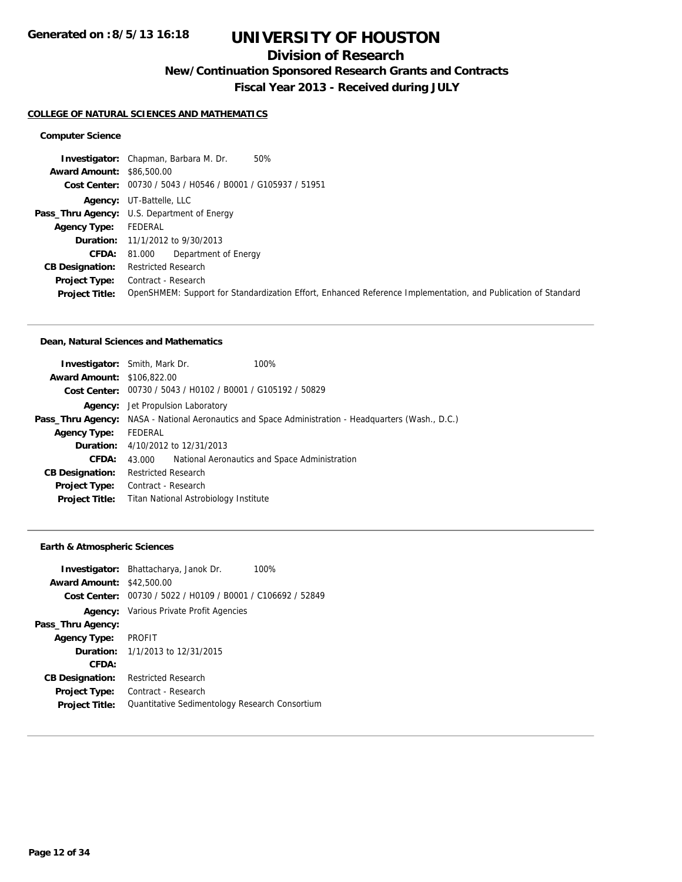# UNIVERSITY OF HOUSTON

## Division of Research

### New/Continuation Sponsored Research Grants and Contracts

### Fiscal Year 2013 - Received during JULY

**Generated on :8/5/13 16:18**

#### COLLEGE OF NATURAL SCIENCES AND MATHEMATICS

##### Computer Science

**Investigator:** Chapman, Barbara M. Dr. 50%
**Award Amount:** $86,500.00
**Cost Center:** 00730 / 5043 / H0546 / B0001 / G105937 / 51951
**Agency:** UT-Battelle, LLC
**Pass_Thru Agency:** U.S. Department of Energy
**Agency Type:** FEDERAL
**Duration:** 11/1/2012 to 9/30/2013
**CFDA:** 81.000 Department of Energy
**CB Designation:** Restricted Research
**Project Type:** Contract - Research
**Project Title:** OpenSHMEM: Support for Standardization Effort, Enhanced Reference Implementation, and Publication of Standard

---

##### Dean, Natural Sciences and Mathematics

**Investigator:** Smith, Mark Dr. 100%
**Award Amount:** $106,822.00
**Cost Center:** 00730 / 5043 / H0102 / B0001 / G105192 / 50829
**Agency:** Jet Propulsion Laboratory
**Pass_Thru Agency:** NASA - National Aeronautics and Space Administration - Headquarters (Wash., D.C.)
**Agency Type:** FEDERAL
**Duration:** 4/10/2012 to 12/31/2013
**CFDA:** 43.000 National Aeronautics and Space Administration
**CB Designation:** Restricted Research
**Project Type:** Contract - Research
**Project Title:** Titan National Astrobiology Institute

---

##### Earth & Atmospheric Sciences

**Investigator:** Bhattacharya, Janok Dr. 100%
**Award Amount:** $42,500.00
**Cost Center:** 00730 / 5022 / H0109 / B0001 / C106692 / 52849
**Agency:** Various Private Profit Agencies
**Pass_Thru Agency:**
**Agency Type:** PROFIT
**Duration:** 1/1/2013 to 12/31/2015
**CFDA:**
**CB Designation:** Restricted Research
**Project Type:** Contract - Research
**Project Title:** Quantitative Sedimentology Research Consortium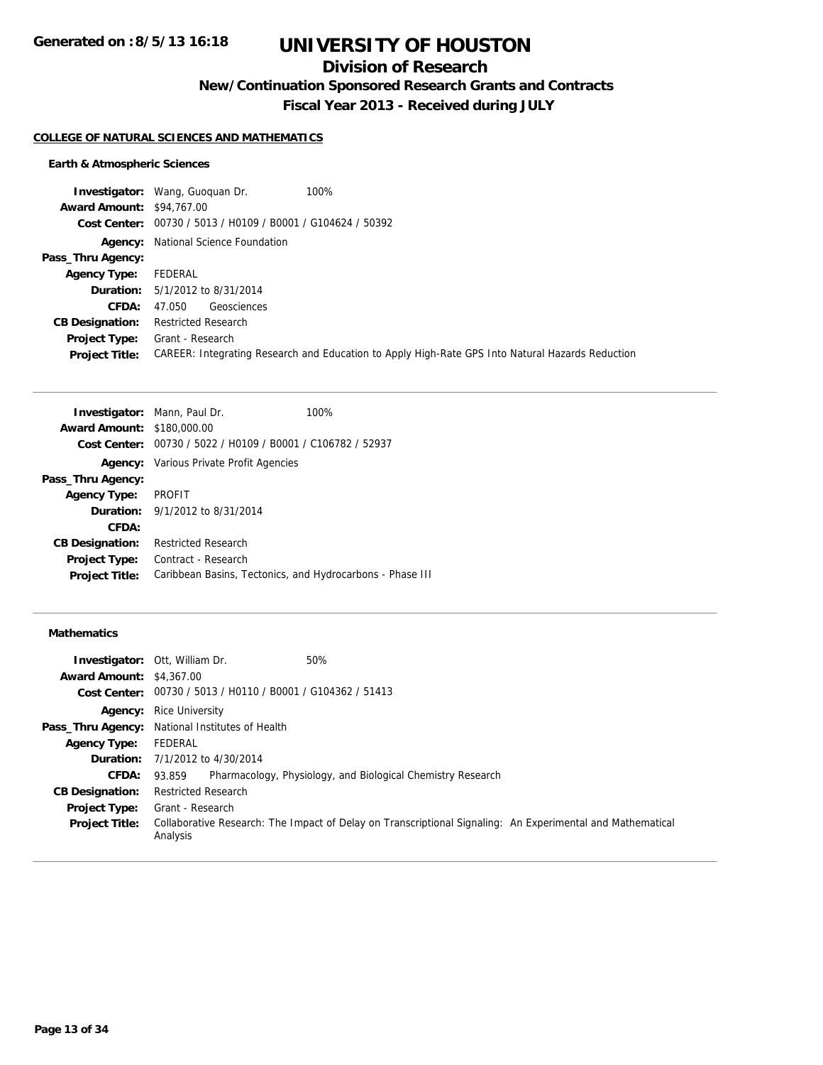# UNIVERSITY OF HOUSTON

## Division of Research

### New/Continuation Sponsored Research Grants and Contracts

### Fiscal Year 2013 - Received during JULY

**COLLEGE OF NATURAL SCIENCES AND MATHEMATICS**

#### Earth & Atmospheric Sciences

**Investigator:** Wang, Guoquan Dr. 100%
**Award Amount:** $94,767.00
**Cost Center:** 00730 / 5013 / H0109 / B0001 / G104624 / 50392
**Agency:** National Science Foundation
**Pass_Thru Agency:**
**Agency Type:** FEDERAL
**Duration:** 5/1/2012 to 8/31/2014
**CFDA:** 47.050 Geosciences
**CB Designation:** Restricted Research
**Project Type:** Grant - Research
**Project Title:** CAREER: Integrating Research and Education to Apply High-Rate GPS Into Natural Hazards Reduction

---

**Investigator:** Mann, Paul Dr. 100%
**Award Amount:** $180,000.00
**Cost Center:** 00730 / 5022 / H0109 / B0001 / C106782 / 52937
**Agency:** Various Private Profit Agencies
**Pass_Thru Agency:**
**Agency Type:** PROFIT
**Duration:** 9/1/2012 to 8/31/2014
**CFDA:**
**CB Designation:** Restricted Research
**Project Type:** Contract - Research
**Project Title:** Caribbean Basins, Tectonics, and Hydrocarbons - Phase III

---

#### Mathematics

**Investigator:** Ott, William Dr. 50%
**Award Amount:** $4,367.00
**Cost Center:** 00730 / 5013 / H0110 / B0001 / G104362 / 51413
**Agency:** Rice University
**Pass_Thru Agency:** National Institutes of Health
**Agency Type:** FEDERAL
**Duration:** 7/1/2012 to 4/30/2014
**CFDA:** 93.859 Pharmacology, Physiology, and Biological Chemistry Research
**CB Designation:** Restricted Research
**Project Type:** Grant - Research
**Project Title:** Collaborative Research: The Impact of Delay on Transcriptional Signaling: An Experimental and Mathematical Analysis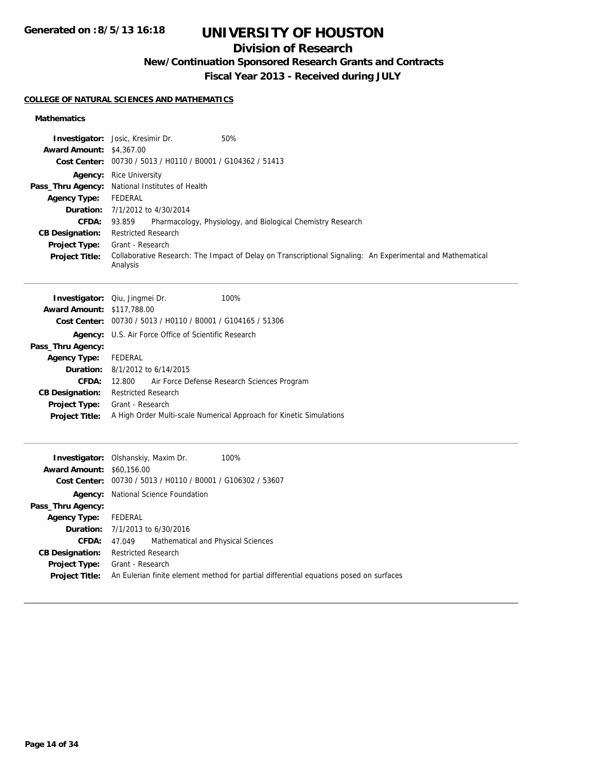Generated on :8/5/13 16:18

# UNIVERSITY OF HOUSTON

## Division of Research

### New/Continuation Sponsored Research Grants and Contracts

### Fiscal Year 2013 - Received during JULY

**COLLEGE OF NATURAL SCIENCES AND MATHEMATICS**

**Mathematics**

| | |
|---|---|
| **Investigator:** | Josic, Kresimir Dr. 50% |
| **Award Amount:** | $4,367.00 |
| **Cost Center:** | 00730 / 5013 / H0110 / B0001 / G104362 / 51413 |
| **Agency:** | Rice University |
| **Pass_Thru Agency:** | National Institutes of Health |
| **Agency Type:** | FEDERAL |
| **Duration:** | 7/1/2012 to 4/30/2014 |
| **CFDA:** | 93.859 Pharmacology, Physiology, and Biological Chemistry Research |
| **CB Designation:** | Restricted Research |
| **Project Type:** | Grant - Research |
| **Project Title:** | Collaborative Research: The Impact of Delay on Transcriptional Signaling: An Experimental and Mathematical Analysis |

| | |
|---|---|
| **Investigator:** | Qiu, Jingmei Dr. 100% |
| **Award Amount:** | $117,788.00 |
| **Cost Center:** | 00730 / 5013 / H0110 / B0001 / G104165 / 51306 |
| **Agency:** | U.S. Air Force Office of Scientific Research |
| **Pass_Thru Agency:** | |
| **Agency Type:** | FEDERAL |
| **Duration:** | 8/1/2012 to 6/14/2015 |
| **CFDA:** | 12.800 Air Force Defense Research Sciences Program |
| **CB Designation:** | Restricted Research |
| **Project Type:** | Grant - Research |
| **Project Title:** | A High Order Multi-scale Numerical Approach for Kinetic Simulations |

| | |
|---|---|
| **Investigator:** | Olshanskiy, Maxim Dr. 100% |
| **Award Amount:** | $60,156.00 |
| **Cost Center:** | 00730 / 5013 / H0110 / B0001 / G106302 / 53607 |
| **Agency:** | National Science Foundation |
| **Pass_Thru Agency:** | |
| **Agency Type:** | FEDERAL |
| **Duration:** | 7/1/2013 to 6/30/2016 |
| **CFDA:** | 47.049 Mathematical and Physical Sciences |
| **CB Designation:** | Restricted Research |
| **Project Type:** | Grant - Research |
| **Project Title:** | An Eulerian finite element method for partial differential equations posed on surfaces |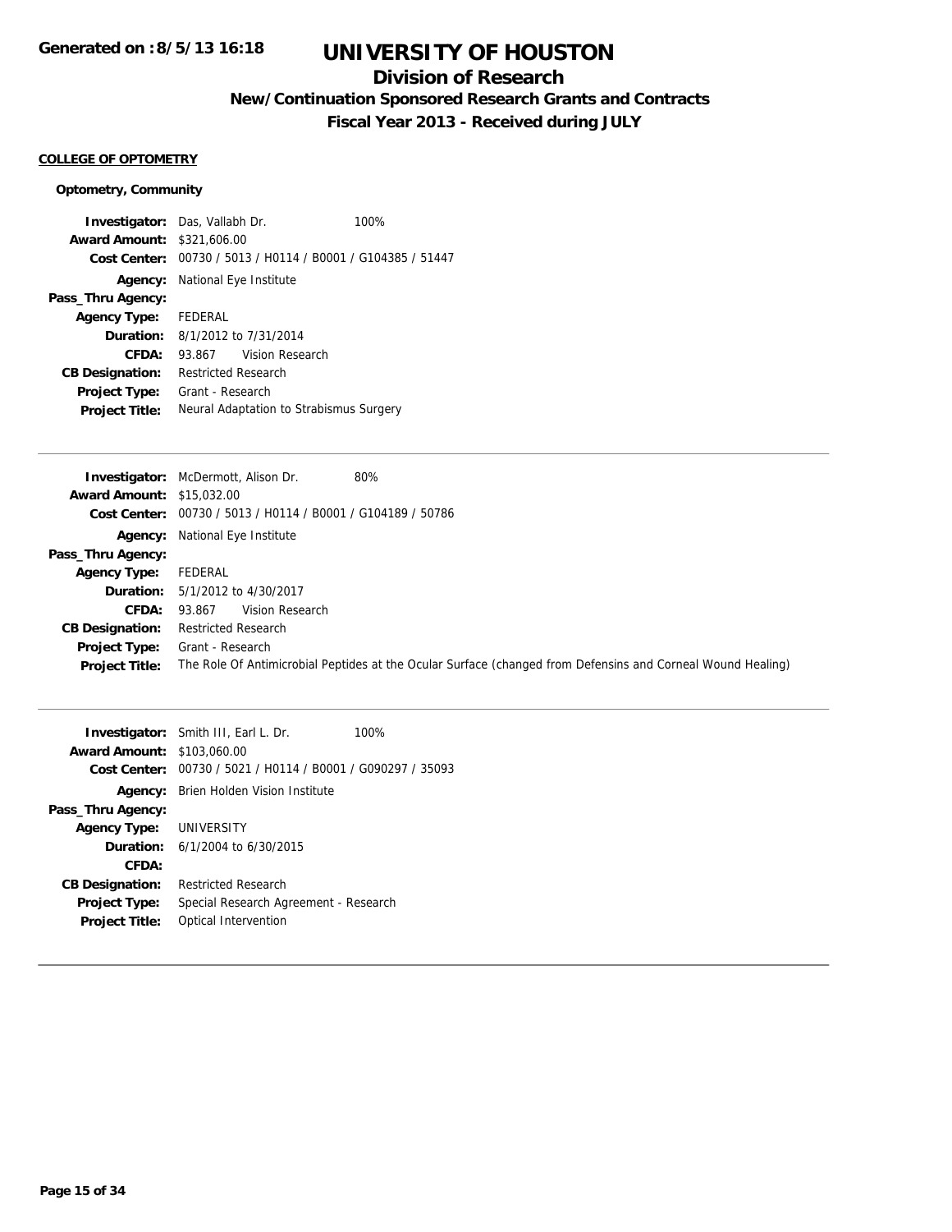#### COLLEGE OF OPTOMETRY

**Optometry, Community**

**Investigator:** Das, Vallabh Dr. 100%
**Award Amount:** $321,606.00
**Cost Center:** 00730 / 5013 / H0114 / B0001 / G104385 / 51447
**Agency:** National Eye Institute
**Pass_Thru Agency:**
**Agency Type:** FEDERAL
**Duration:** 8/1/2012 to 7/31/2014
**CFDA:** 93.867 Vision Research
**CB Designation:** Restricted Research
**Project Type:** Grant - Research
**Project Title:** Neural Adaptation to Strabismus Surgery

---

**Investigator:** McDermott, Alison Dr. 80%
**Award Amount:** $15,032.00
**Cost Center:** 00730 / 5013 / H0114 / B0001 / G104189 / 50786
**Agency:** National Eye Institute
**Pass_Thru Agency:**
**Agency Type:** FEDERAL
**Duration:** 5/1/2012 to 4/30/2017
**CFDA:** 93.867 Vision Research
**CB Designation:** Restricted Research
**Project Type:** Grant - Research
**Project Title:** The Role Of Antimicrobial Peptides at the Ocular Surface (changed from Defensins and Corneal Wound Healing)

---

**Investigator:** Smith III, Earl L. Dr. 100%
**Award Amount:** $103,060.00
**Cost Center:** 00730 / 5021 / H0114 / B0001 / G090297 / 35093
**Agency:** Brien Holden Vision Institute
**Pass_Thru Agency:**
**Agency Type:** UNIVERSITY
**Duration:** 6/1/2004 to 6/30/2015
**CFDA:**
**CB Designation:** Restricted Research
**Project Type:** Special Research Agreement - Research
**Project Title:** Optical Intervention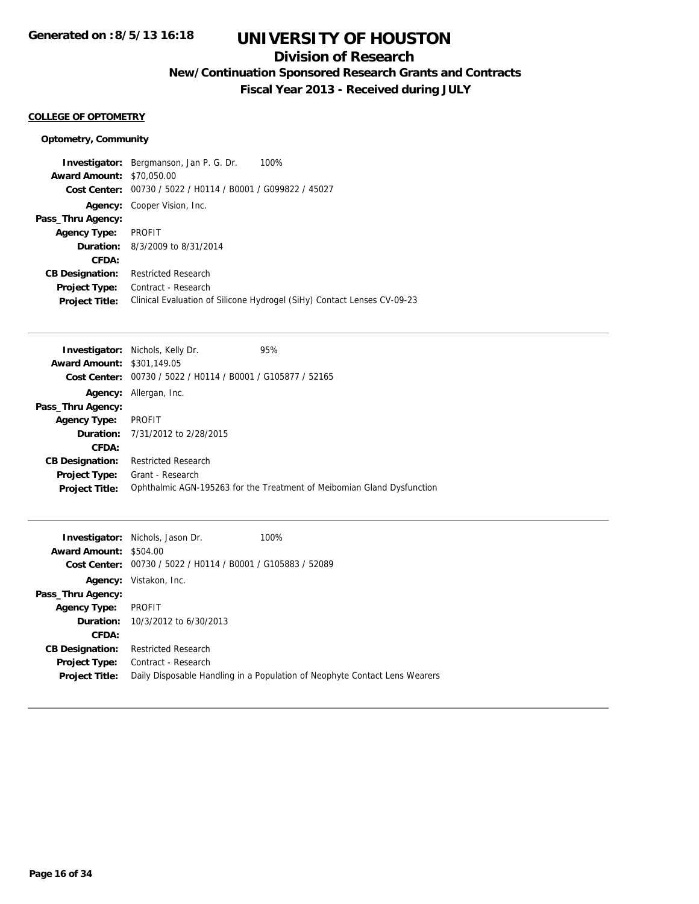# UNIVERSITY OF HOUSTON

## Division of Research

### New/Continuation Sponsored Research Grants and Contracts

### Fiscal Year 2013 - Received during JULY

**COLLEGE OF OPTOMETRY**

**Optometry, Community**

**Investigator:** Bergmanson, Jan P. G. Dr. 100%
**Award Amount:** $70,050.00
**Cost Center:** 00730 / 5022 / H0114 / B0001 / G099822 / 45027
**Agency:** Cooper Vision, Inc.
**Pass_Thru Agency:**
**Agency Type:** PROFIT
**Duration:** 8/3/2009 to 8/31/2014
**CFDA:**
**CB Designation:** Restricted Research
**Project Type:** Contract - Research
**Project Title:** Clinical Evaluation of Silicone Hydrogel (SiHy) Contact Lenses CV-09-23

---

**Investigator:** Nichols, Kelly Dr. 95%
**Award Amount:** $301,149.05
**Cost Center:** 00730 / 5022 / H0114 / B0001 / G105877 / 52165
**Agency:** Allergan, Inc.
**Pass_Thru Agency:**
**Agency Type:** PROFIT
**Duration:** 7/31/2012 to 2/28/2015
**CFDA:**
**CB Designation:** Restricted Research
**Project Type:** Grant - Research
**Project Title:** Ophthalmic AGN-195263 for the Treatment of Meibomian Gland Dysfunction

---

**Investigator:** Nichols, Jason Dr. 100%
**Award Amount:** $504.00
**Cost Center:** 00730 / 5022 / H0114 / B0001 / G105883 / 52089
**Agency:** Vistakon, Inc.
**Pass_Thru Agency:**
**Agency Type:** PROFIT
**Duration:** 10/3/2012 to 6/30/2013
**CFDA:**
**CB Designation:** Restricted Research
**Project Type:** Contract - Research
**Project Title:** Daily Disposable Handling in a Population of Neophyte Contact Lens Wearers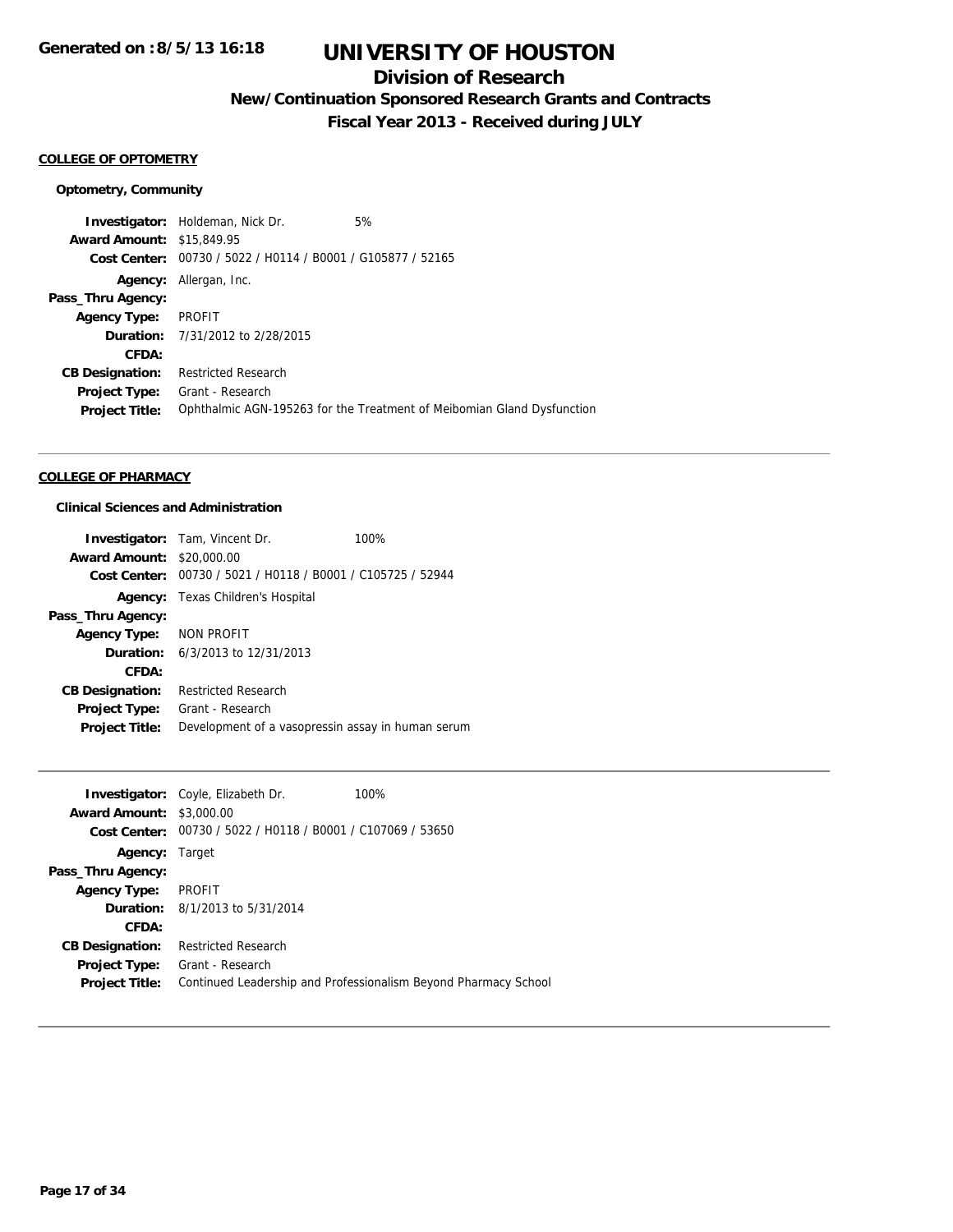**Generated on :8/5/13 16:18**

# UNIVERSITY OF HOUSTON

## Division of Research

### New/Continuation Sponsored Research Grants and Contracts

### Fiscal Year 2013 - Received during JULY

**COLLEGE OF OPTOMETRY**

**Optometry, Community**

**Investigator:** Holdeman, Nick Dr. 5%
**Award Amount:** $15,849.95
**Cost Center:** 00730 / 5022 / H0114 / B0001 / G105877 / 52165
**Agency:** Allergan, Inc.
**Pass_Thru Agency:**
**Agency Type:** PROFIT
**Duration:** 7/31/2012 to 2/28/2015
**CFDA:**
**CB Designation:** Restricted Research
**Project Type:** Grant - Research
**Project Title:** Ophthalmic AGN-195263 for the Treatment of Meibomian Gland Dysfunction

---

**COLLEGE OF PHARMACY**

**Clinical Sciences and Administration**

**Investigator:** Tam, Vincent Dr. 100%
**Award Amount:** $20,000.00
**Cost Center:** 00730 / 5021 / H0118 / B0001 / C105725 / 52944
**Agency:** Texas Children's Hospital
**Pass_Thru Agency:**
**Agency Type:** NON PROFIT
**Duration:** 6/3/2013 to 12/31/2013
**CFDA:**
**CB Designation:** Restricted Research
**Project Type:** Grant - Research
**Project Title:** Development of a vasopressin assay in human serum

---

**Investigator:** Coyle, Elizabeth Dr. 100%
**Award Amount:** $3,000.00
**Cost Center:** 00730 / 5022 / H0118 / B0001 / C107069 / 53650
**Agency:** Target
**Pass_Thru Agency:**
**Agency Type:** PROFIT
**Duration:** 8/1/2013 to 5/31/2014
**CFDA:**
**CB Designation:** Restricted Research
**Project Type:** Grant - Research
**Project Title:** Continued Leadership and Professionalism Beyond Pharmacy School

---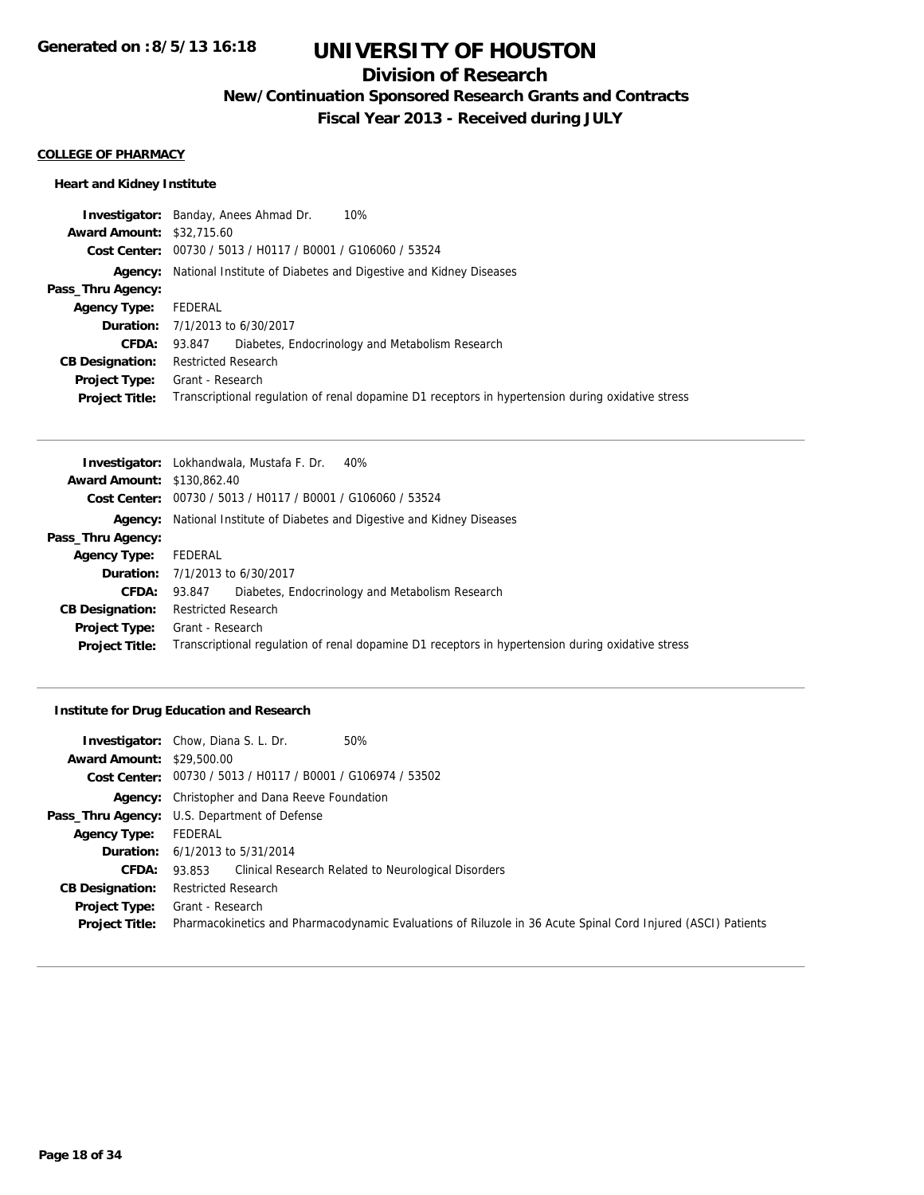# UNIVERSITY OF HOUSTON

## Division of Research

### New/Continuation Sponsored Research Grants and Contracts

### Fiscal Year 2013 - Received during JULY

Generated on :8/5/13 16:18

**COLLEGE OF PHARMACY**

**Heart and Kidney Institute**

**Investigator:** Banday, Anees Ahmad Dr. 10%
**Award Amount:** $32,715.60
**Cost Center:** 00730 / 5013 / H0117 / B0001 / G106060 / 53524
**Agency:** National Institute of Diabetes and Digestive and Kidney Diseases
**Pass_Thru Agency:**
**Agency Type:** FEDERAL
**Duration:** 7/1/2013 to 6/30/2017
**CFDA:** 93.847 Diabetes, Endocrinology and Metabolism Research
**CB Designation:** Restricted Research
**Project Type:** Grant - Research
**Project Title:** Transcriptional regulation of renal dopamine D1 receptors in hypertension during oxidative stress

---

**Investigator:** Lokhandwala, Mustafa F. Dr. 40%
**Award Amount:** $130,862.40
**Cost Center:** 00730 / 5013 / H0117 / B0001 / G106060 / 53524
**Agency:** National Institute of Diabetes and Digestive and Kidney Diseases
**Pass_Thru Agency:**
**Agency Type:** FEDERAL
**Duration:** 7/1/2013 to 6/30/2017
**CFDA:** 93.847 Diabetes, Endocrinology and Metabolism Research
**CB Designation:** Restricted Research
**Project Type:** Grant - Research
**Project Title:** Transcriptional regulation of renal dopamine D1 receptors in hypertension during oxidative stress

---

**Institute for Drug Education and Research**

**Investigator:** Chow, Diana S. L. Dr. 50%
**Award Amount:** $29,500.00
**Cost Center:** 00730 / 5013 / H0117 / B0001 / G106974 / 53502
**Agency:** Christopher and Dana Reeve Foundation
**Pass_Thru Agency:** U.S. Department of Defense
**Agency Type:** FEDERAL
**Duration:** 6/1/2013 to 5/31/2014
**CFDA:** 93.853 Clinical Research Related to Neurological Disorders
**CB Designation:** Restricted Research
**Project Type:** Grant - Research
**Project Title:** Pharmacokinetics and Pharmacodynamic Evaluations of Riluzole in 36 Acute Spinal Cord Injured (ASCI) Patients

---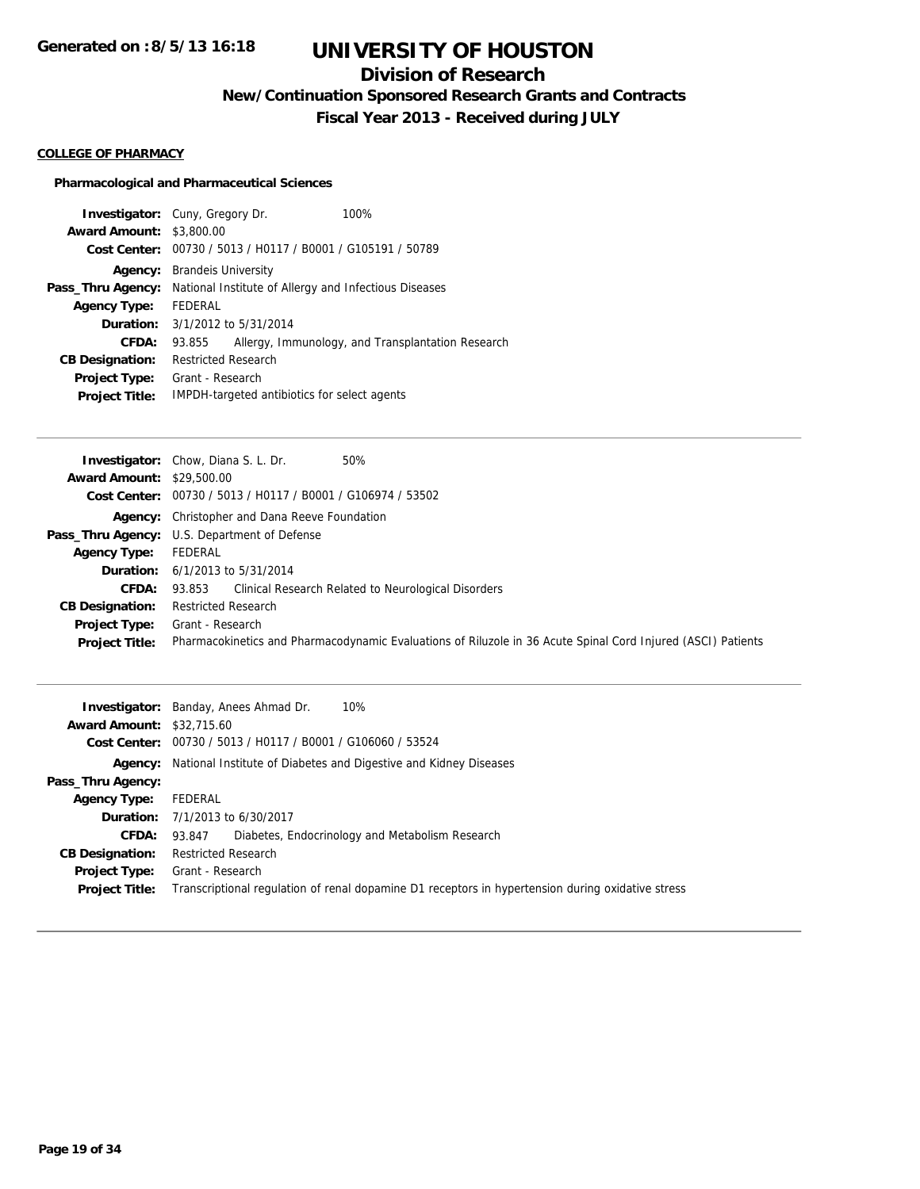**Generated on :8/5/13 16:18**

# UNIVERSITY OF HOUSTON

## Division of Research

### New/Continuation Sponsored Research Grants and Contracts

### Fiscal Year 2013 - Received during JULY

**COLLEGE OF PHARMACY**

**Pharmacological and Pharmaceutical Sciences**

**Investigator:** Cuny, Gregory Dr. 100%
**Award Amount:** $3,800.00
**Cost Center:** 00730 / 5013 / H0117 / B0001 / G105191 / 50789
**Agency:** Brandeis University
**Pass_Thru Agency:** National Institute of Allergy and Infectious Diseases
**Agency Type:** FEDERAL
**Duration:** 3/1/2012 to 5/31/2014
**CFDA:** 93.855 Allergy, Immunology, and Transplantation Research
**CB Designation:** Restricted Research
**Project Type:** Grant - Research
**Project Title:** IMPDH-targeted antibiotics for select agents

---

**Investigator:** Chow, Diana S. L. Dr. 50%
**Award Amount:** $29,500.00
**Cost Center:** 00730 / 5013 / H0117 / B0001 / G106974 / 53502
**Agency:** Christopher and Dana Reeve Foundation
**Pass_Thru Agency:** U.S. Department of Defense
**Agency Type:** FEDERAL
**Duration:** 6/1/2013 to 5/31/2014
**CFDA:** 93.853 Clinical Research Related to Neurological Disorders
**CB Designation:** Restricted Research
**Project Type:** Grant - Research
**Project Title:** Pharmacokinetics and Pharmacodynamic Evaluations of Riluzole in 36 Acute Spinal Cord Injured (ASCI) Patients

---

**Investigator:** Banday, Anees Ahmad Dr. 10%
**Award Amount:** $32,715.60
**Cost Center:** 00730 / 5013 / H0117 / B0001 / G106060 / 53524
**Agency:** National Institute of Diabetes and Digestive and Kidney Diseases
**Pass_Thru Agency:**
**Agency Type:** FEDERAL
**Duration:** 7/1/2013 to 6/30/2017
**CFDA:** 93.847 Diabetes, Endocrinology and Metabolism Research
**CB Designation:** Restricted Research
**Project Type:** Grant - Research
**Project Title:** Transcriptional regulation of renal dopamine D1 receptors in hypertension during oxidative stress

---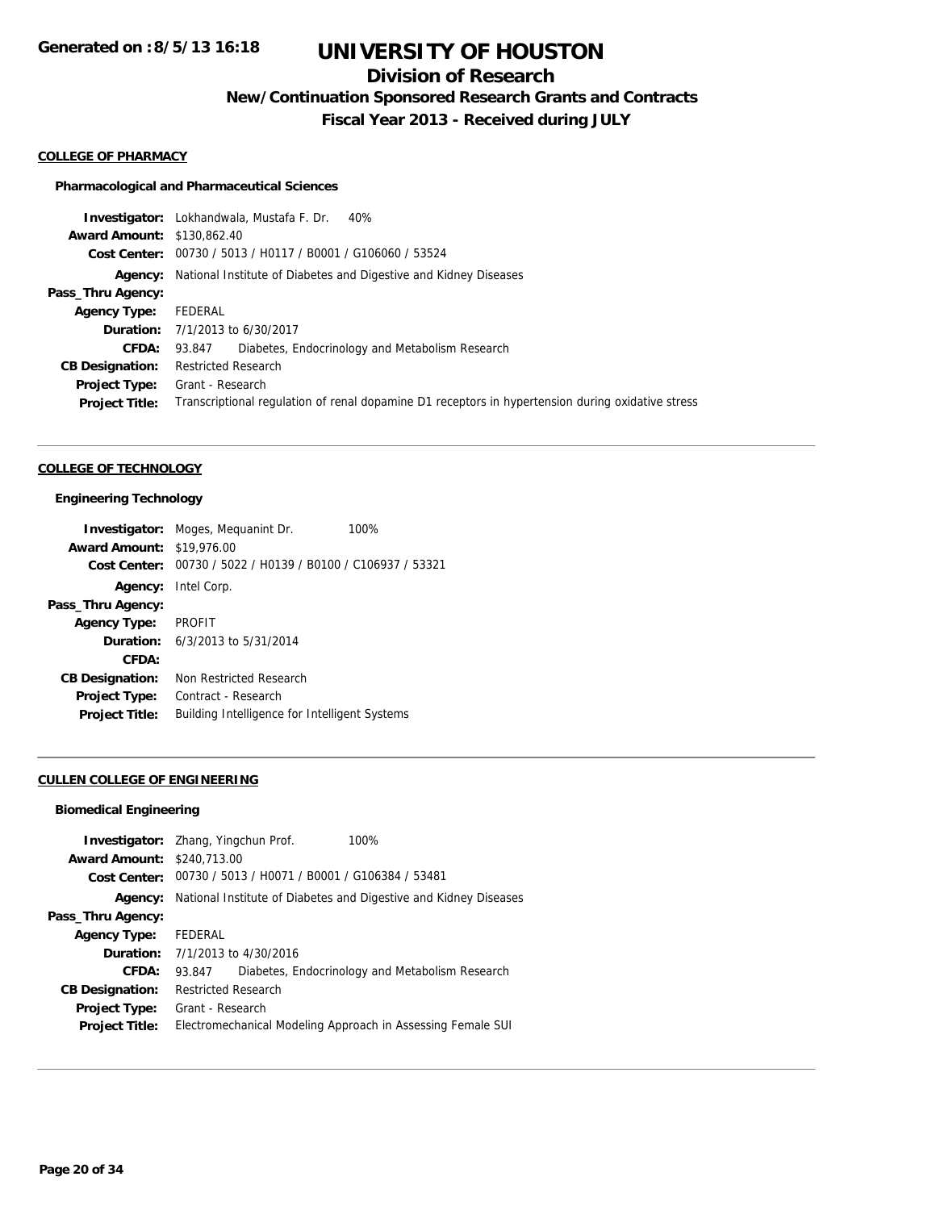**Generated on :8/5/13 16:18**

# UNIVERSITY OF HOUSTON

## Division of Research

### New/Continuation Sponsored Research Grants and Contracts

### Fiscal Year 2013 - Received during JULY

#### COLLEGE OF PHARMACY

**Pharmacological and Pharmaceutical Sciences**

| | |
|---|---|
| **Investigator:** | Lokhandwala, Mustafa F. Dr. 40% |
| **Award Amount:** | $130,862.40 |
| **Cost Center:** | 00730 / 5013 / H0117 / B0001 / G106060 / 53524 |
| **Agency:** | National Institute of Diabetes and Digestive and Kidney Diseases |
| **Pass_Thru Agency:** | |
| **Agency Type:** | FEDERAL |
| **Duration:** | 7/1/2013 to 6/30/2017 |
| **CFDA:** | 93.847 Diabetes, Endocrinology and Metabolism Research |
| **CB Designation:** | Restricted Research |
| **Project Type:** | Grant - Research |
| **Project Title:** | Transcriptional regulation of renal dopamine D1 receptors in hypertension during oxidative stress |

#### COLLEGE OF TECHNOLOGY

**Engineering Technology**

| | |
|---|---|
| **Investigator:** | Moges, Mequanint Dr. 100% |
| **Award Amount:** | $19,976.00 |
| **Cost Center:** | 00730 / 5022 / H0139 / B0100 / C106937 / 53321 |
| **Agency:** | Intel Corp. |
| **Pass_Thru Agency:** | |
| **Agency Type:** | PROFIT |
| **Duration:** | 6/3/2013 to 5/31/2014 |
| **CFDA:** | |
| **CB Designation:** | Non Restricted Research |
| **Project Type:** | Contract - Research |
| **Project Title:** | Building Intelligence for Intelligent Systems |

#### CULLEN COLLEGE OF ENGINEERING

**Biomedical Engineering**

| | |
|---|---|
| **Investigator:** | Zhang, Yingchun Prof. 100% |
| **Award Amount:** | $240,713.00 |
| **Cost Center:** | 00730 / 5013 / H0071 / B0001 / G106384 / 53481 |
| **Agency:** | National Institute of Diabetes and Digestive and Kidney Diseases |
| **Pass_Thru Agency:** | |
| **Agency Type:** | FEDERAL |
| **Duration:** | 7/1/2013 to 4/30/2016 |
| **CFDA:** | 93.847 Diabetes, Endocrinology and Metabolism Research |
| **CB Designation:** | Restricted Research |
| **Project Type:** | Grant - Research |
| **Project Title:** | Electromechanical Modeling Approach in Assessing Female SUI |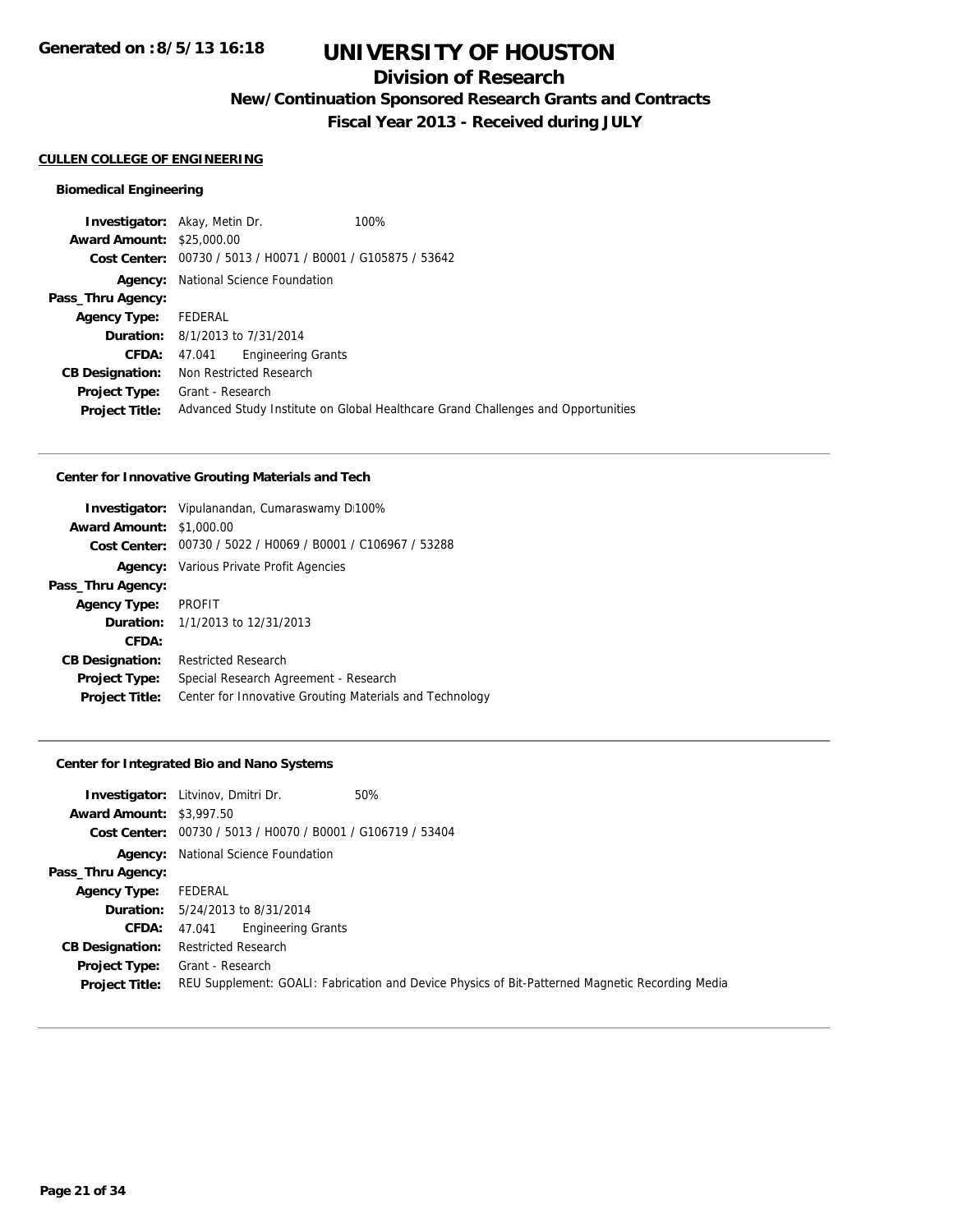# UNIVERSITY OF HOUSTON

## Division of Research

### New/Continuation Sponsored Research Grants and Contracts

### Fiscal Year 2013 - Received during JULY

Generated on :8/5/13 16:18

**CULLEN COLLEGE OF ENGINEERING**

#### Biomedical Engineering

| | |
|---|---|
| **Investigator:** | Akay, Metin Dr. 100% |
| **Award Amount:** | $25,000.00 |
| **Cost Center:** | 00730 / 5013 / H0071 / B0001 / G105875 / 53642 |
| **Agency:** | National Science Foundation |
| **Pass_Thru Agency:** | |
| **Agency Type:** | FEDERAL |
| **Duration:** | 8/1/2013 to 7/31/2014 |
| **CFDA:** | 47.041 Engineering Grants |
| **CB Designation:** | Non Restricted Research |
| **Project Type:** | Grant - Research |
| **Project Title:** | Advanced Study Institute on Global Healthcare Grand Challenges and Opportunities |

#### Center for Innovative Grouting Materials and Tech

| | |
|---|---|
| **Investigator:** | Vipulanandan, Cumaraswamy D 100% |
| **Award Amount:** | $1,000.00 |
| **Cost Center:** | 00730 / 5022 / H0069 / B0001 / C106967 / 53288 |
| **Agency:** | Various Private Profit Agencies |
| **Pass_Thru Agency:** | |
| **Agency Type:** | PROFIT |
| **Duration:** | 1/1/2013 to 12/31/2013 |
| **CFDA:** | |
| **CB Designation:** | Restricted Research |
| **Project Type:** | Special Research Agreement - Research |
| **Project Title:** | Center for Innovative Grouting Materials and Technology |

#### Center for Integrated Bio and Nano Systems

| | |
|---|---|
| **Investigator:** | Litvinov, Dmitri Dr. 50% |
| **Award Amount:** | $3,997.50 |
| **Cost Center:** | 00730 / 5013 / H0070 / B0001 / G106719 / 53404 |
| **Agency:** | National Science Foundation |
| **Pass_Thru Agency:** | |
| **Agency Type:** | FEDERAL |
| **Duration:** | 5/24/2013 to 8/31/2014 |
| **CFDA:** | 47.041 Engineering Grants |
| **CB Designation:** | Restricted Research |
| **Project Type:** | Grant - Research |
| **Project Title:** | REU Supplement: GOALI: Fabrication and Device Physics of Bit-Patterned Magnetic Recording Media |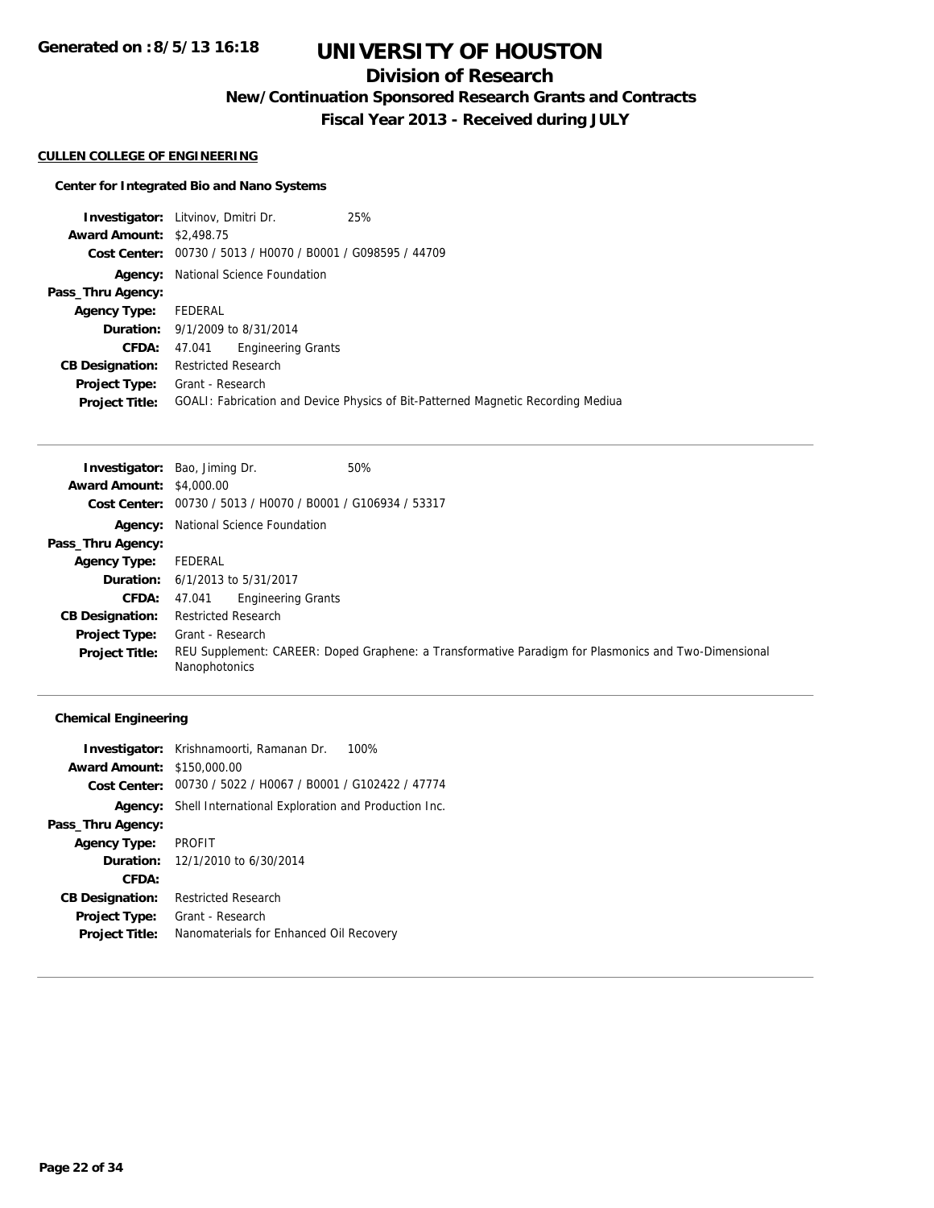**Generated on :8/5/13 16:18**

# UNIVERSITY OF HOUSTON

## Division of Research

### New/Continuation Sponsored Research Grants and Contracts

### Fiscal Year 2013 - Received during JULY

**CULLEN COLLEGE OF ENGINEERING**

**Center for Integrated Bio and Nano Systems**

**Investigator:** Litvinov, Dmitri Dr. 25%
**Award Amount:** $2,498.75
**Cost Center:** 00730 / 5013 / H0070 / B0001 / G098595 / 44709
**Agency:** National Science Foundation
**Pass_Thru Agency:**
**Agency Type:** FEDERAL
**Duration:** 9/1/2009 to 8/31/2014
**CFDA:** 47.041 Engineering Grants
**CB Designation:** Restricted Research
**Project Type:** Grant - Research
**Project Title:** GOALI: Fabrication and Device Physics of Bit-Patterned Magnetic Recording Mediua

---

**Investigator:** Bao, Jiming Dr. 50%
**Award Amount:** $4,000.00
**Cost Center:** 00730 / 5013 / H0070 / B0001 / G106934 / 53317
**Agency:** National Science Foundation
**Pass_Thru Agency:**
**Agency Type:** FEDERAL
**Duration:** 6/1/2013 to 5/31/2017
**CFDA:** 47.041 Engineering Grants
**CB Designation:** Restricted Research
**Project Type:** Grant - Research
**Project Title:** REU Supplement: CAREER: Doped Graphene: a Transformative Paradigm for Plasmonics and Two-Dimensional Nanophotonics

---

**Chemical Engineering**

**Investigator:** Krishnamoorti, Ramanan Dr. 100%
**Award Amount:** $150,000.00
**Cost Center:** 00730 / 5022 / H0067 / B0001 / G102422 / 47774
**Agency:** Shell International Exploration and Production Inc.
**Pass_Thru Agency:**
**Agency Type:** PROFIT
**Duration:** 12/1/2010 to 6/30/2014
**CFDA:**
**CB Designation:** Restricted Research
**Project Type:** Grant - Research
**Project Title:** Nanomaterials for Enhanced Oil Recovery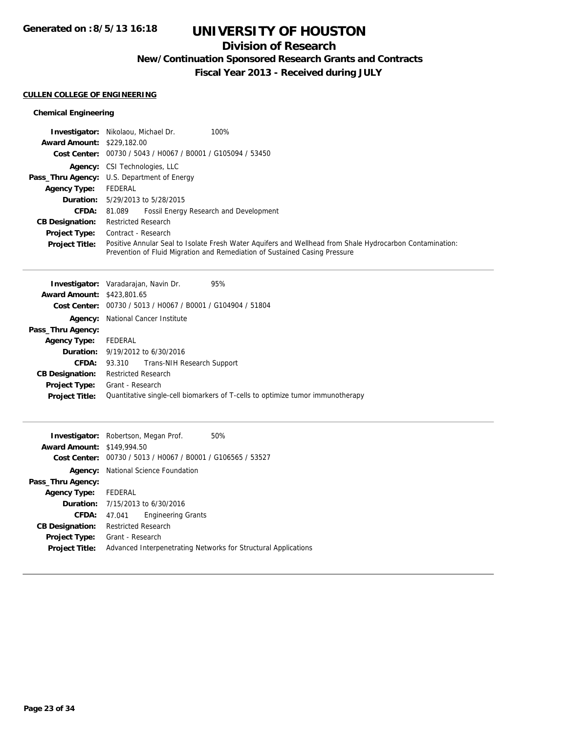# UNIVERSITY OF HOUSTON

## Division of Research

### New/Continuation Sponsored Research Grants and Contracts

### Fiscal Year 2013 - Received during JULY

Generated on :8/5/13 16:18

**CULLEN COLLEGE OF ENGINEERING**

**Chemical Engineering**

**Investigator:** Nikolaou, Michael Dr. 100%
**Award Amount:** $229,182.00
**Cost Center:** 00730 / 5043 / H0067 / B0001 / G105094 / 53450
**Agency:** CSI Technologies, LLC
**Pass_Thru Agency:** U.S. Department of Energy
**Agency Type:** FEDERAL
**Duration:** 5/29/2013 to 5/28/2015
**CFDA:** 81.089 Fossil Energy Research and Development
**CB Designation:** Restricted Research
**Project Type:** Contract - Research
**Project Title:** Positive Annular Seal to Isolate Fresh Water Aquifers and Wellhead from Shale Hydrocarbon Contamination: Prevention of Fluid Migration and Remediation of Sustained Casing Pressure

---

**Investigator:** Varadarajan, Navin Dr. 95%
**Award Amount:** $423,801.65
**Cost Center:** 00730 / 5013 / H0067 / B0001 / G104904 / 51804
**Agency:** National Cancer Institute
**Pass_Thru Agency:**
**Agency Type:** FEDERAL
**Duration:** 9/19/2012 to 6/30/2016
**CFDA:** 93.310 Trans-NIH Research Support
**CB Designation:** Restricted Research
**Project Type:** Grant - Research
**Project Title:** Quantitative single-cell biomarkers of T-cells to optimize tumor immunotherapy

---

**Investigator:** Robertson, Megan Prof. 50%
**Award Amount:** $149,994.50
**Cost Center:** 00730 / 5013 / H0067 / B0001 / G106565 / 53527
**Agency:** National Science Foundation
**Pass_Thru Agency:**
**Agency Type:** FEDERAL
**Duration:** 7/15/2013 to 6/30/2016
**CFDA:** 47.041 Engineering Grants
**CB Designation:** Restricted Research
**Project Type:** Grant - Research
**Project Title:** Advanced Interpenetrating Networks for Structural Applications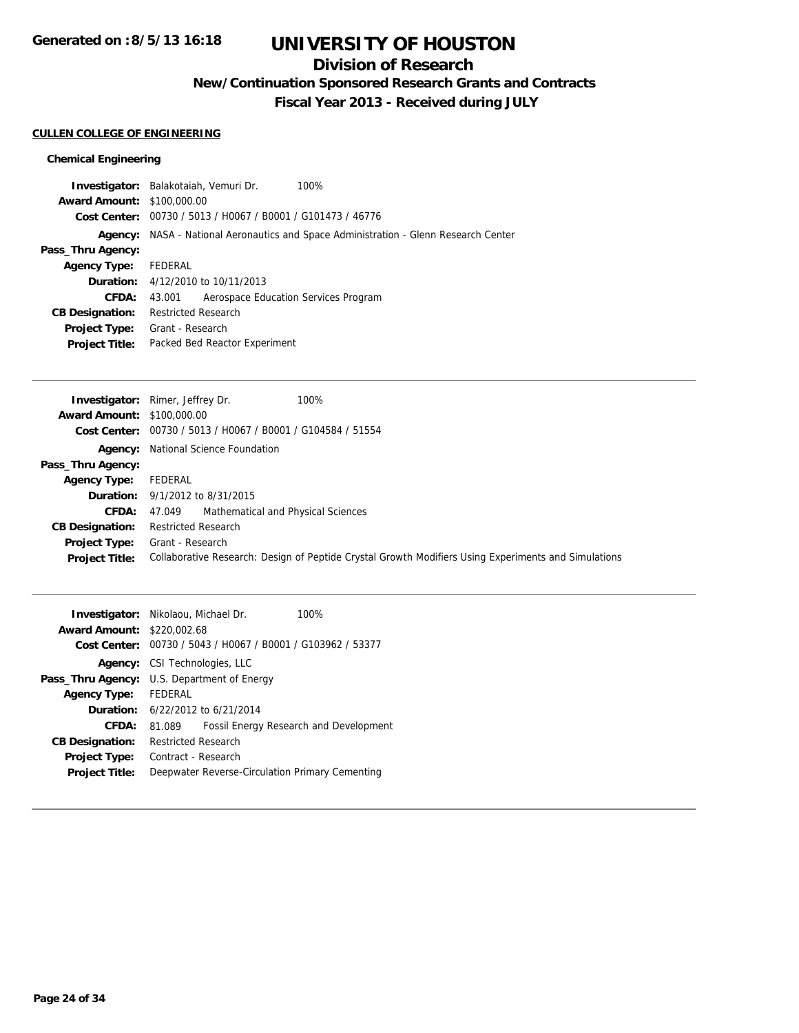# UNIVERSITY OF HOUSTON

## Division of Research

### New/Continuation Sponsored Research Grants and Contracts

### Fiscal Year 2013 - Received during JULY

**CULLEN COLLEGE OF ENGINEERING**

**Chemical Engineering**

**Investigator:** Balakotaiah, Vemuri Dr. 100%
**Award Amount:** $100,000.00
**Cost Center:** 00730 / 5013 / H0067 / B0001 / G101473 / 46776
**Agency:** NASA - National Aeronautics and Space Administration - Glenn Research Center
**Pass_Thru Agency:**
**Agency Type:** FEDERAL
**Duration:** 4/12/2010 to 10/11/2013
**CFDA:** 43.001 Aerospace Education Services Program
**CB Designation:** Restricted Research
**Project Type:** Grant - Research
**Project Title:** Packed Bed Reactor Experiment

---

**Investigator:** Rimer, Jeffrey Dr. 100%
**Award Amount:** $100,000.00
**Cost Center:** 00730 / 5013 / H0067 / B0001 / G104584 / 51554
**Agency:** National Science Foundation
**Pass_Thru Agency:**
**Agency Type:** FEDERAL
**Duration:** 9/1/2012 to 8/31/2015
**CFDA:** 47.049 Mathematical and Physical Sciences
**CB Designation:** Restricted Research
**Project Type:** Grant - Research
**Project Title:** Collaborative Research: Design of Peptide Crystal Growth Modifiers Using Experiments and Simulations

---

**Investigator:** Nikolaou, Michael Dr. 100%
**Award Amount:** $220,002.68
**Cost Center:** 00730 / 5043 / H0067 / B0001 / G103962 / 53377
**Agency:** CSI Technologies, LLC
**Pass_Thru Agency:** U.S. Department of Energy
**Agency Type:** FEDERAL
**Duration:** 6/22/2012 to 6/21/2014
**CFDA:** 81.089 Fossil Energy Research and Development
**CB Designation:** Restricted Research
**Project Type:** Contract - Research
**Project Title:** Deepwater Reverse-Circulation Primary Cementing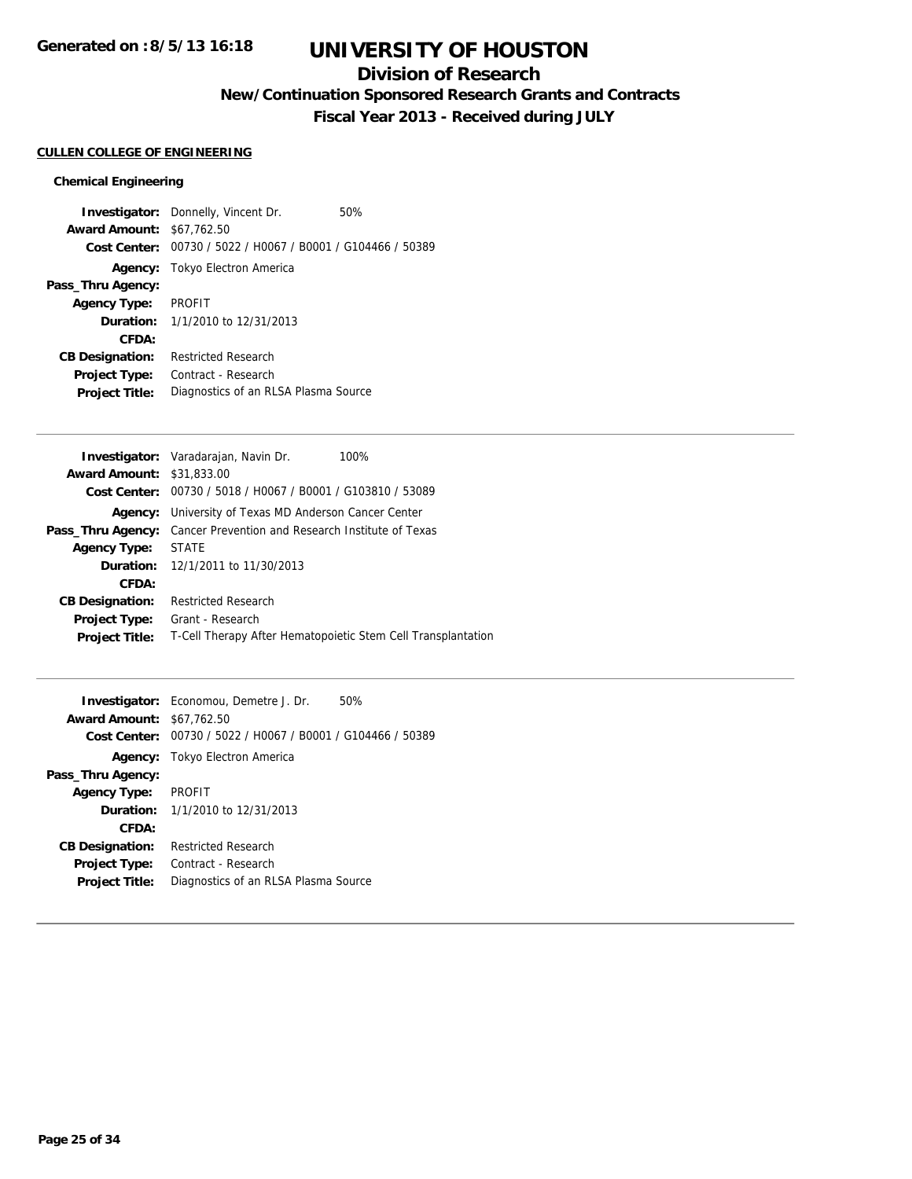# UNIVERSITY OF HOUSTON

## Division of Research

### New/Continuation Sponsored Research Grants and Contracts

### Fiscal Year 2013 - Received during JULY

**Generated on :8/5/13 16:18**

**CULLEN COLLEGE OF ENGINEERING**

**Chemical Engineering**

**Investigator:** Donnelly, Vincent Dr. 50%
**Award Amount:** $67,762.50
**Cost Center:** 00730 / 5022 / H0067 / B0001 / G104466 / 50389
**Agency:** Tokyo Electron America
**Pass_Thru Agency:**
**Agency Type:** PROFIT
**Duration:** 1/1/2010 to 12/31/2013
**CFDA:**
**CB Designation:** Restricted Research
**Project Type:** Contract - Research
**Project Title:** Diagnostics of an RLSA Plasma Source

---

**Investigator:** Varadarajan, Navin Dr. 100%
**Award Amount:** $31,833.00
**Cost Center:** 00730 / 5018 / H0067 / B0001 / G103810 / 53089
**Agency:** University of Texas MD Anderson Cancer Center
**Pass_Thru Agency:** Cancer Prevention and Research Institute of Texas
**Agency Type:** STATE
**Duration:** 12/1/2011 to 11/30/2013
**CFDA:**
**CB Designation:** Restricted Research
**Project Type:** Grant - Research
**Project Title:** T-Cell Therapy After Hematopoietic Stem Cell Transplantation

---

**Investigator:** Economou, Demetre J. Dr. 50%
**Award Amount:** $67,762.50
**Cost Center:** 00730 / 5022 / H0067 / B0001 / G104466 / 50389
**Agency:** Tokyo Electron America
**Pass_Thru Agency:**
**Agency Type:** PROFIT
**Duration:** 1/1/2010 to 12/31/2013
**CFDA:**
**CB Designation:** Restricted Research
**Project Type:** Contract - Research
**Project Title:** Diagnostics of an RLSA Plasma Source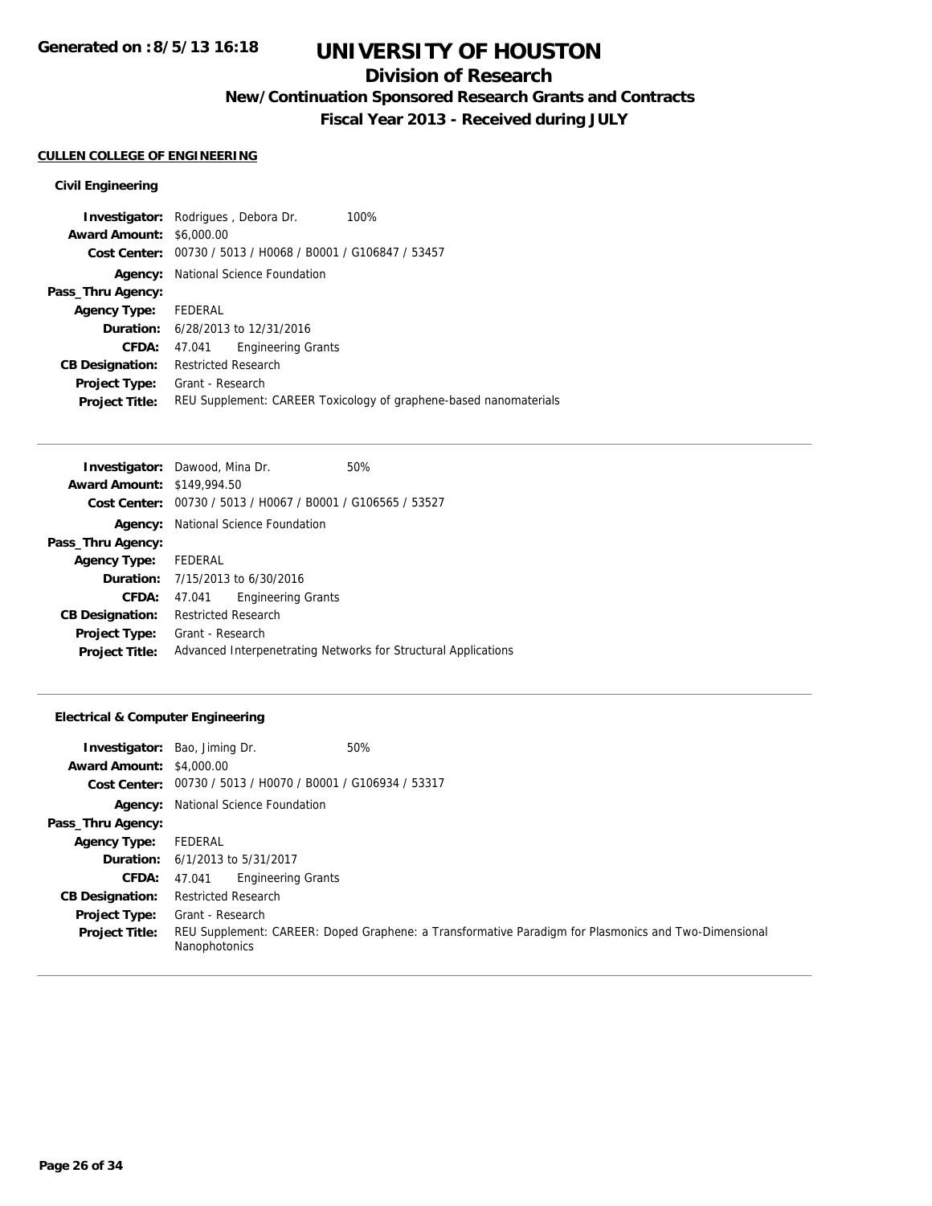**CULLEN COLLEGE OF ENGINEERING**

### Civil Engineering

**Investigator:** Rodrigues , Debora Dr. 100%
**Award Amount:** $6,000.00
**Cost Center:** 00730 / 5013 / H0068 / B0001 / G106847 / 53457
**Agency:** National Science Foundation
**Pass_Thru Agency:**
**Agency Type:** FEDERAL
**Duration:** 6/28/2013 to 12/31/2016
**CFDA:** 47.041 Engineering Grants
**CB Designation:** Restricted Research
**Project Type:** Grant - Research
**Project Title:** REU Supplement: CAREER Toxicology of graphene-based nanomaterials

---

**Investigator:** Dawood, Mina Dr. 50%
**Award Amount:** $149,994.50
**Cost Center:** 00730 / 5013 / H0067 / B0001 / G106565 / 53527
**Agency:** National Science Foundation
**Pass_Thru Agency:**
**Agency Type:** FEDERAL
**Duration:** 7/15/2013 to 6/30/2016
**CFDA:** 47.041 Engineering Grants
**CB Designation:** Restricted Research
**Project Type:** Grant - Research
**Project Title:** Advanced Interpenetrating Networks for Structural Applications

---

### Electrical & Computer Engineering

**Investigator:** Bao, Jiming Dr. 50%
**Award Amount:** $4,000.00
**Cost Center:** 00730 / 5013 / H0070 / B0001 / G106934 / 53317
**Agency:** National Science Foundation
**Pass_Thru Agency:**
**Agency Type:** FEDERAL
**Duration:** 6/1/2013 to 5/31/2017
**CFDA:** 47.041 Engineering Grants
**CB Designation:** Restricted Research
**Project Type:** Grant - Research
**Project Title:** REU Supplement: CAREER: Doped Graphene: a Transformative Paradigm for Plasmonics and Two-Dimensional Nanophotonics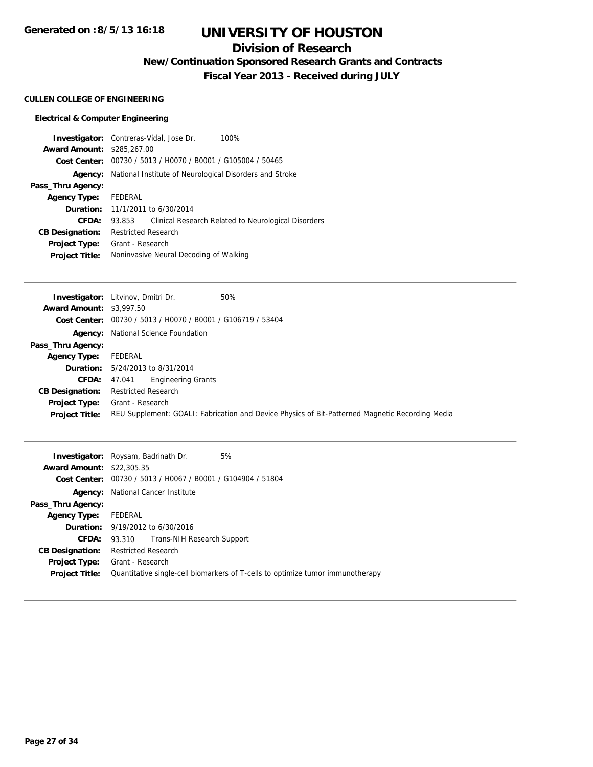Generated on :8/5/13 16:18

# UNIVERSITY OF HOUSTON

## Division of Research

### New/Continuation Sponsored Research Grants and Contracts

### Fiscal Year 2013 - Received during JULY

**CULLEN COLLEGE OF ENGINEERING**

**Electrical & Computer Engineering**

| | |
|---|---|
| **Investigator:** | Contreras-Vidal, Jose Dr. 100% |
| **Award Amount:** | $285,267.00 |
| **Cost Center:** | 00730 / 5013 / H0070 / B0001 / G105004 / 50465 |
| **Agency:** | National Institute of Neurological Disorders and Stroke |
| **Pass_Thru Agency:** | |
| **Agency Type:** | FEDERAL |
| **Duration:** | 11/1/2011 to 6/30/2014 |
| **CFDA:** | 93.853 Clinical Research Related to Neurological Disorders |
| **CB Designation:** | Restricted Research |
| **Project Type:** | Grant - Research |
| **Project Title:** | Noninvasive Neural Decoding of Walking |

---

| | |
|---|---|
| **Investigator:** | Litvinov, Dmitri Dr. 50% |
| **Award Amount:** | $3,997.50 |
| **Cost Center:** | 00730 / 5013 / H0070 / B0001 / G106719 / 53404 |
| **Agency:** | National Science Foundation |
| **Pass_Thru Agency:** | |
| **Agency Type:** | FEDERAL |
| **Duration:** | 5/24/2013 to 8/31/2014 |
| **CFDA:** | 47.041 Engineering Grants |
| **CB Designation:** | Restricted Research |
| **Project Type:** | Grant - Research |
| **Project Title:** | REU Supplement: GOALI: Fabrication and Device Physics of Bit-Patterned Magnetic Recording Media |

---

| | |
|---|---|
| **Investigator:** | Roysam, Badrinath Dr. 5% |
| **Award Amount:** | $22,305.35 |
| **Cost Center:** | 00730 / 5013 / H0067 / B0001 / G104904 / 51804 |
| **Agency:** | National Cancer Institute |
| **Pass_Thru Agency:** | |
| **Agency Type:** | FEDERAL |
| **Duration:** | 9/19/2012 to 6/30/2016 |
| **CFDA:** | 93.310 Trans-NIH Research Support |
| **CB Designation:** | Restricted Research |
| **Project Type:** | Grant - Research |
| **Project Title:** | Quantitative single-cell biomarkers of T-cells to optimize tumor immunotherapy |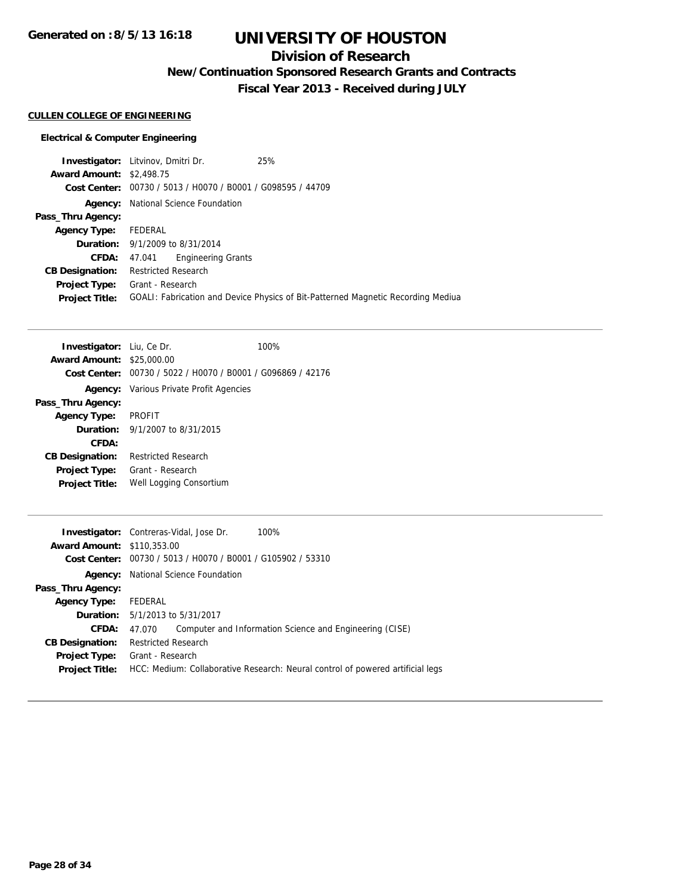# UNIVERSITY OF HOUSTON

## Division of Research

### New/Continuation Sponsored Research Grants and Contracts

### Fiscal Year 2013 - Received during JULY

**CULLEN COLLEGE OF ENGINEERING**

**Electrical & Computer Engineering**

**Investigator:** Litvinov, Dmitri Dr. 25%
**Award Amount:** $2,498.75
**Cost Center:** 00730 / 5013 / H0070 / B0001 / G098595 / 44709
**Agency:** National Science Foundation
**Pass_Thru Agency:**
**Agency Type:** FEDERAL
**Duration:** 9/1/2009 to 8/31/2014
**CFDA:** 47.041 Engineering Grants
**CB Designation:** Restricted Research
**Project Type:** Grant - Research
**Project Title:** GOALI: Fabrication and Device Physics of Bit-Patterned Magnetic Recording Mediua

---

**Investigator:** Liu, Ce Dr. 100%
**Award Amount:** $25,000.00
**Cost Center:** 00730 / 5022 / H0070 / B0001 / G096869 / 42176
**Agency:** Various Private Profit Agencies
**Pass_Thru Agency:**
**Agency Type:** PROFIT
**Duration:** 9/1/2007 to 8/31/2015
**CFDA:**
**CB Designation:** Restricted Research
**Project Type:** Grant - Research
**Project Title:** Well Logging Consortium

---

**Investigator:** Contreras-Vidal, Jose Dr. 100%
**Award Amount:** $110,353.00
**Cost Center:** 00730 / 5013 / H0070 / B0001 / G105902 / 53310
**Agency:** National Science Foundation
**Pass_Thru Agency:**
**Agency Type:** FEDERAL
**Duration:** 5/1/2013 to 5/31/2017
**CFDA:** 47.070 Computer and Information Science and Engineering (CISE)
**CB Designation:** Restricted Research
**Project Type:** Grant - Research
**Project Title:** HCC: Medium: Collaborative Research: Neural control of powered artificial legs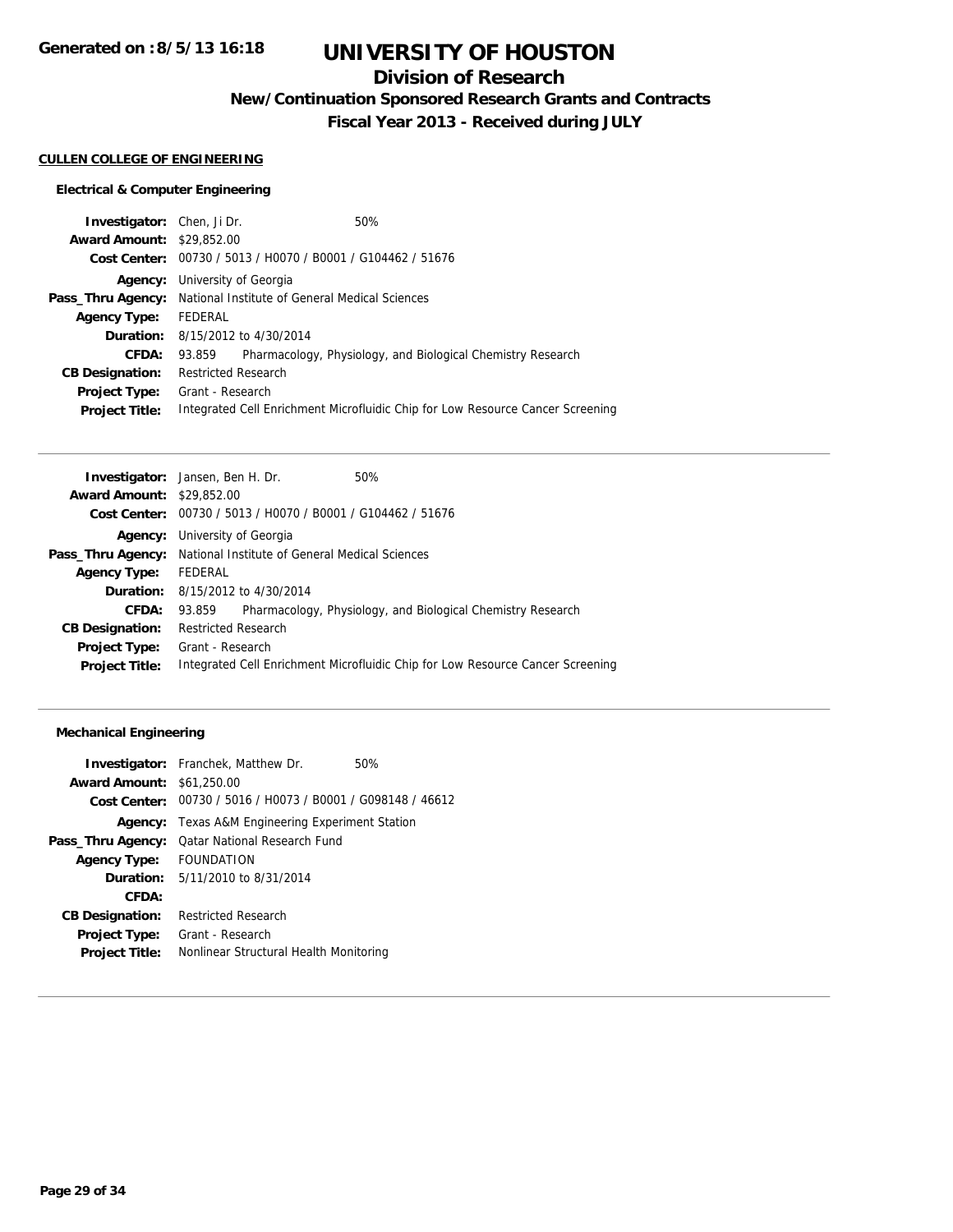# UNIVERSITY OF HOUSTON

## Division of Research

### New/Continuation Sponsored Research Grants and Contracts

### Fiscal Year 2013 - Received during JULY

**CULLEN COLLEGE OF ENGINEERING**

#### Electrical & Computer Engineering

**Investigator:** Chen, Ji Dr. 50%
**Award Amount:** $29,852.00
**Cost Center:** 00730 / 5013 / H0070 / B0001 / G104462 / 51676
**Agency:** University of Georgia
**Pass_Thru Agency:** National Institute of General Medical Sciences
**Agency Type:** FEDERAL
**Duration:** 8/15/2012 to 4/30/2014
**CFDA:** 93.859 Pharmacology, Physiology, and Biological Chemistry Research
**CB Designation:** Restricted Research
**Project Type:** Grant - Research
**Project Title:** Integrated Cell Enrichment Microfluidic Chip for Low Resource Cancer Screening

---

**Investigator:** Jansen, Ben H. Dr. 50%
**Award Amount:** $29,852.00
**Cost Center:** 00730 / 5013 / H0070 / B0001 / G104462 / 51676
**Agency:** University of Georgia
**Pass_Thru Agency:** National Institute of General Medical Sciences
**Agency Type:** FEDERAL
**Duration:** 8/15/2012 to 4/30/2014
**CFDA:** 93.859 Pharmacology, Physiology, and Biological Chemistry Research
**CB Designation:** Restricted Research
**Project Type:** Grant - Research
**Project Title:** Integrated Cell Enrichment Microfluidic Chip for Low Resource Cancer Screening

---

#### Mechanical Engineering

**Investigator:** Franchek, Matthew Dr. 50%
**Award Amount:** $61,250.00
**Cost Center:** 00730 / 5016 / H0073 / B0001 / G098148 / 46612
**Agency:** Texas A&M Engineering Experiment Station
**Pass_Thru Agency:** Qatar National Research Fund
**Agency Type:** FOUNDATION
**Duration:** 5/11/2010 to 8/31/2014
**CFDA:**
**CB Designation:** Restricted Research
**Project Type:** Grant - Research
**Project Title:** Nonlinear Structural Health Monitoring

---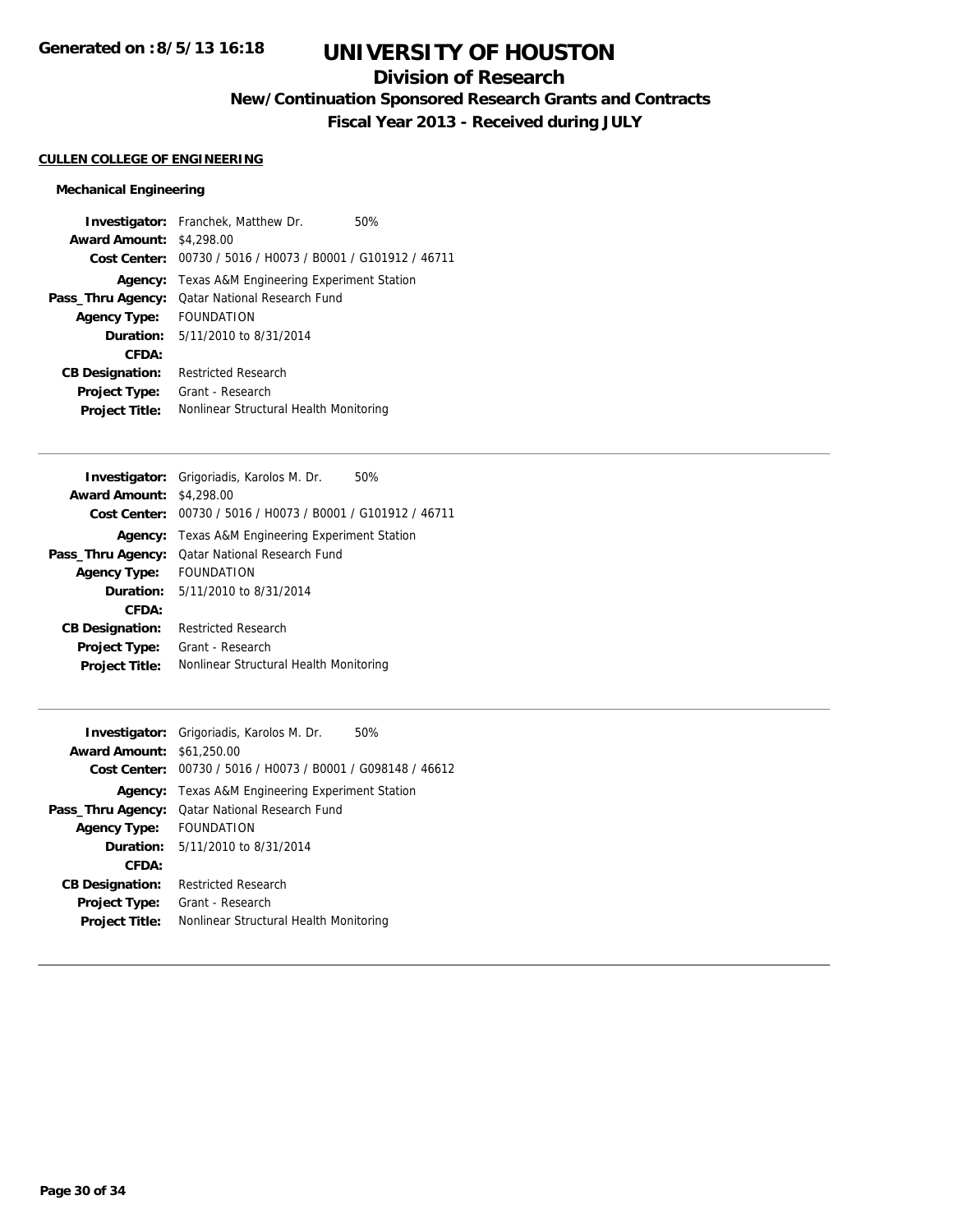# UNIVERSITY OF HOUSTON

## Division of Research

### New/Continuation Sponsored Research Grants and Contracts

### Fiscal Year 2013 - Received during JULY

**CULLEN COLLEGE OF ENGINEERING**

**Mechanical Engineering**

**Investigator:** Franchek, Matthew Dr. 50%
**Award Amount:** $4,298.00
**Cost Center:** 00730 / 5016 / H0073 / B0001 / G101912 / 46711
**Agency:** Texas A&M Engineering Experiment Station
**Pass_Thru Agency:** Qatar National Research Fund
**Agency Type:** FOUNDATION
**Duration:** 5/11/2010 to 8/31/2014
**CFDA:**
**CB Designation:** Restricted Research
**Project Type:** Grant - Research
**Project Title:** Nonlinear Structural Health Monitoring

---

**Investigator:** Grigoriadis, Karolos M. Dr. 50%
**Award Amount:** $4,298.00
**Cost Center:** 00730 / 5016 / H0073 / B0001 / G101912 / 46711
**Agency:** Texas A&M Engineering Experiment Station
**Pass_Thru Agency:** Qatar National Research Fund
**Agency Type:** FOUNDATION
**Duration:** 5/11/2010 to 8/31/2014
**CFDA:**
**CB Designation:** Restricted Research
**Project Type:** Grant - Research
**Project Title:** Nonlinear Structural Health Monitoring

---

**Investigator:** Grigoriadis, Karolos M. Dr. 50%
**Award Amount:** $61,250.00
**Cost Center:** 00730 / 5016 / H0073 / B0001 / G098148 / 46612
**Agency:** Texas A&M Engineering Experiment Station
**Pass_Thru Agency:** Qatar National Research Fund
**Agency Type:** FOUNDATION
**Duration:** 5/11/2010 to 8/31/2014
**CFDA:**
**CB Designation:** Restricted Research
**Project Type:** Grant - Research
**Project Title:** Nonlinear Structural Health Monitoring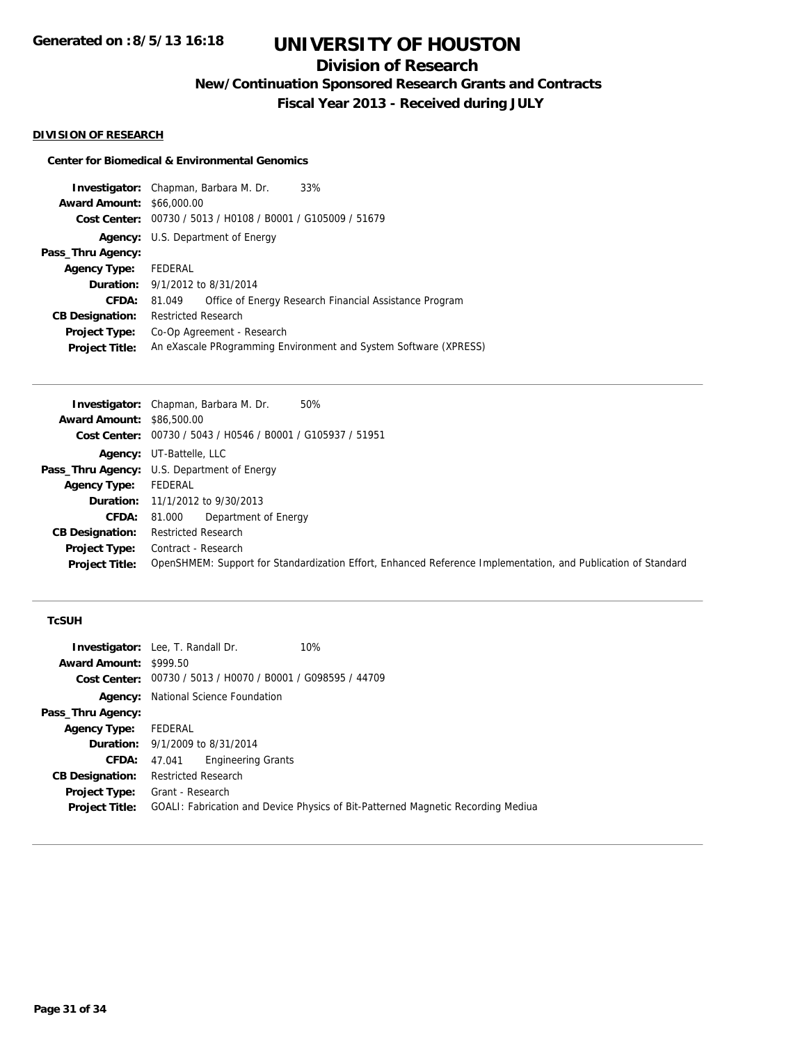# UNIVERSITY OF HOUSTON

## Division of Research

### New/Continuation Sponsored Research Grants and Contracts

### Fiscal Year 2013 - Received during JULY

**Generated on :8/5/13 16:18**

#### DIVISION OF RESEARCH

##### Center for Biomedical & Environmental Genomics

| | |
|---|---|
| **Investigator:** | Chapman, Barbara M. Dr. 33% |
| **Award Amount:** | $66,000.00 |
| **Cost Center:** | 00730 / 5013 / H0108 / B0001 / G105009 / 51679 |
| **Agency:** | U.S. Department of Energy |
| **Pass_Thru Agency:** | |
| **Agency Type:** | FEDERAL |
| **Duration:** | 9/1/2012 to 8/31/2014 |
| **CFDA:** | 81.049 Office of Energy Research Financial Assistance Program |
| **CB Designation:** | Restricted Research |
| **Project Type:** | Co-Op Agreement - Research |
| **Project Title:** | An eXascale PRogramming Environment and System Software (XPRESS) |

| | |
|---|---|
| **Investigator:** | Chapman, Barbara M. Dr. 50% |
| **Award Amount:** | $86,500.00 |
| **Cost Center:** | 00730 / 5043 / H0546 / B0001 / G105937 / 51951 |
| **Agency:** | UT-Battelle, LLC |
| **Pass_Thru Agency:** | U.S. Department of Energy |
| **Agency Type:** | FEDERAL |
| **Duration:** | 11/1/2012 to 9/30/2013 |
| **CFDA:** | 81.000 Department of Energy |
| **CB Designation:** | Restricted Research |
| **Project Type:** | Contract - Research |
| **Project Title:** | OpenSHMEM: Support for Standardization Effort, Enhanced Reference Implementation, and Publication of Standard |

##### TcSUH

| | |
|---|---|
| **Investigator:** | Lee, T. Randall Dr. 10% |
| **Award Amount:** | $999.50 |
| **Cost Center:** | 00730 / 5013 / H0070 / B0001 / G098595 / 44709 |
| **Agency:** | National Science Foundation |
| **Pass_Thru Agency:** | |
| **Agency Type:** | FEDERAL |
| **Duration:** | 9/1/2009 to 8/31/2014 |
| **CFDA:** | 47.041 Engineering Grants |
| **CB Designation:** | Restricted Research |
| **Project Type:** | Grant - Research |
| **Project Title:** | GOALI: Fabrication and Device Physics of Bit-Patterned Magnetic Recording Mediua |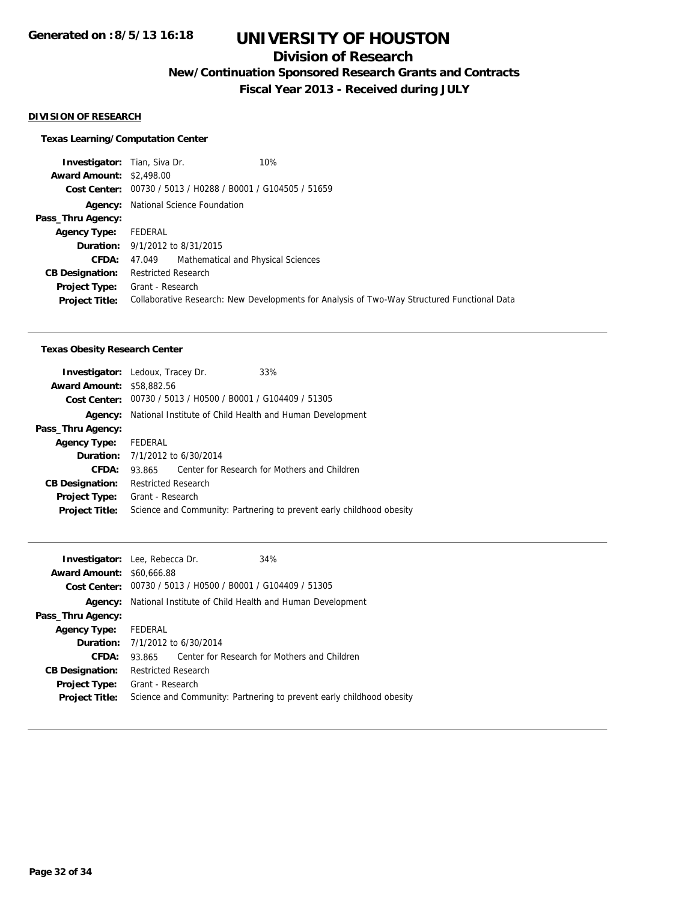**DIVISION OF RESEARCH**

**Texas Learning/Computation Center**

| | |
|---|---|
| **Investigator:** | Tian, Siva Dr. 10% |
| **Award Amount:** | $2,498.00 |
| **Cost Center:** | 00730 / 5013 / H0288 / B0001 / G104505 / 51659 |
| **Agency:** | National Science Foundation |
| **Pass_Thru Agency:** | |
| **Agency Type:** | FEDERAL |
| **Duration:** | 9/1/2012 to 8/31/2015 |
| **CFDA:** | 47.049 Mathematical and Physical Sciences |
| **CB Designation:** | Restricted Research |
| **Project Type:** | Grant - Research |
| **Project Title:** | Collaborative Research: New Developments for Analysis of Two-Way Structured Functional Data |

**Texas Obesity Research Center**

| | |
|---|---|
| **Investigator:** | Ledoux, Tracey Dr. 33% |
| **Award Amount:** | $58,882.56 |
| **Cost Center:** | 00730 / 5013 / H0500 / B0001 / G104409 / 51305 |
| **Agency:** | National Institute of Child Health and Human Development |
| **Pass_Thru Agency:** | |
| **Agency Type:** | FEDERAL |
| **Duration:** | 7/1/2012 to 6/30/2014 |
| **CFDA:** | 93.865 Center for Research for Mothers and Children |
| **CB Designation:** | Restricted Research |
| **Project Type:** | Grant - Research |
| **Project Title:** | Science and Community: Partnering to prevent early childhood obesity |

| | |
|---|---|
| **Investigator:** | Lee, Rebecca Dr. 34% |
| **Award Amount:** | $60,666.88 |
| **Cost Center:** | 00730 / 5013 / H0500 / B0001 / G104409 / 51305 |
| **Agency:** | National Institute of Child Health and Human Development |
| **Pass_Thru Agency:** | |
| **Agency Type:** | FEDERAL |
| **Duration:** | 7/1/2012 to 6/30/2014 |
| **CFDA:** | 93.865 Center for Research for Mothers and Children |
| **CB Designation:** | Restricted Research |
| **Project Type:** | Grant - Research |
| **Project Title:** | Science and Community: Partnering to prevent early childhood obesity |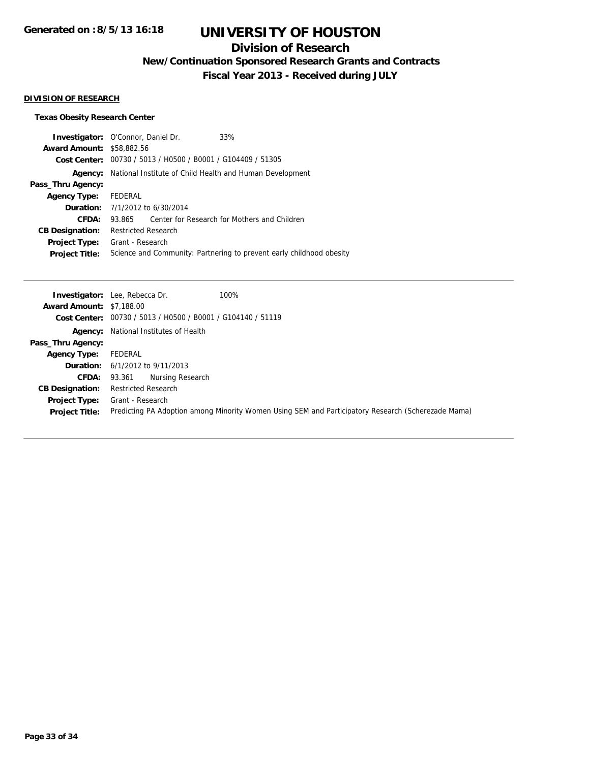# UNIVERSITY OF HOUSTON

## Division of Research

### New/Continuation Sponsored Research Grants and Contracts

### Fiscal Year 2013 - Received during JULY

**Generated on :8/5/13 16:18**

**DIVISION OF RESEARCH**

**Texas Obesity Research Center**

| | |
|---|---|
| **Investigator:** | O'Connor, Daniel Dr. 33% |
| **Award Amount:** | $58,882.56 |
| **Cost Center:** | 00730 / 5013 / H0500 / B0001 / G104409 / 51305 |
| **Agency:** | National Institute of Child Health and Human Development |
| **Pass_Thru Agency:** | |
| **Agency Type:** | FEDERAL |
| **Duration:** | 7/1/2012 to 6/30/2014 |
| **CFDA:** | 93.865 Center for Research for Mothers and Children |
| **CB Designation:** | Restricted Research |
| **Project Type:** | Grant - Research |
| **Project Title:** | Science and Community: Partnering to prevent early childhood obesity |

| | |
|---|---|
| **Investigator:** | Lee, Rebecca Dr. 100% |
| **Award Amount:** | $7,188.00 |
| **Cost Center:** | 00730 / 5013 / H0500 / B0001 / G104140 / 51119 |
| **Agency:** | National Institutes of Health |
| **Pass_Thru Agency:** | |
| **Agency Type:** | FEDERAL |
| **Duration:** | 6/1/2012 to 9/11/2013 |
| **CFDA:** | 93.361 Nursing Research |
| **CB Designation:** | Restricted Research |
| **Project Type:** | Grant - Research |
| **Project Title:** | Predicting PA Adoption among Minority Women Using SEM and Participatory Research (Scherezade Mama) |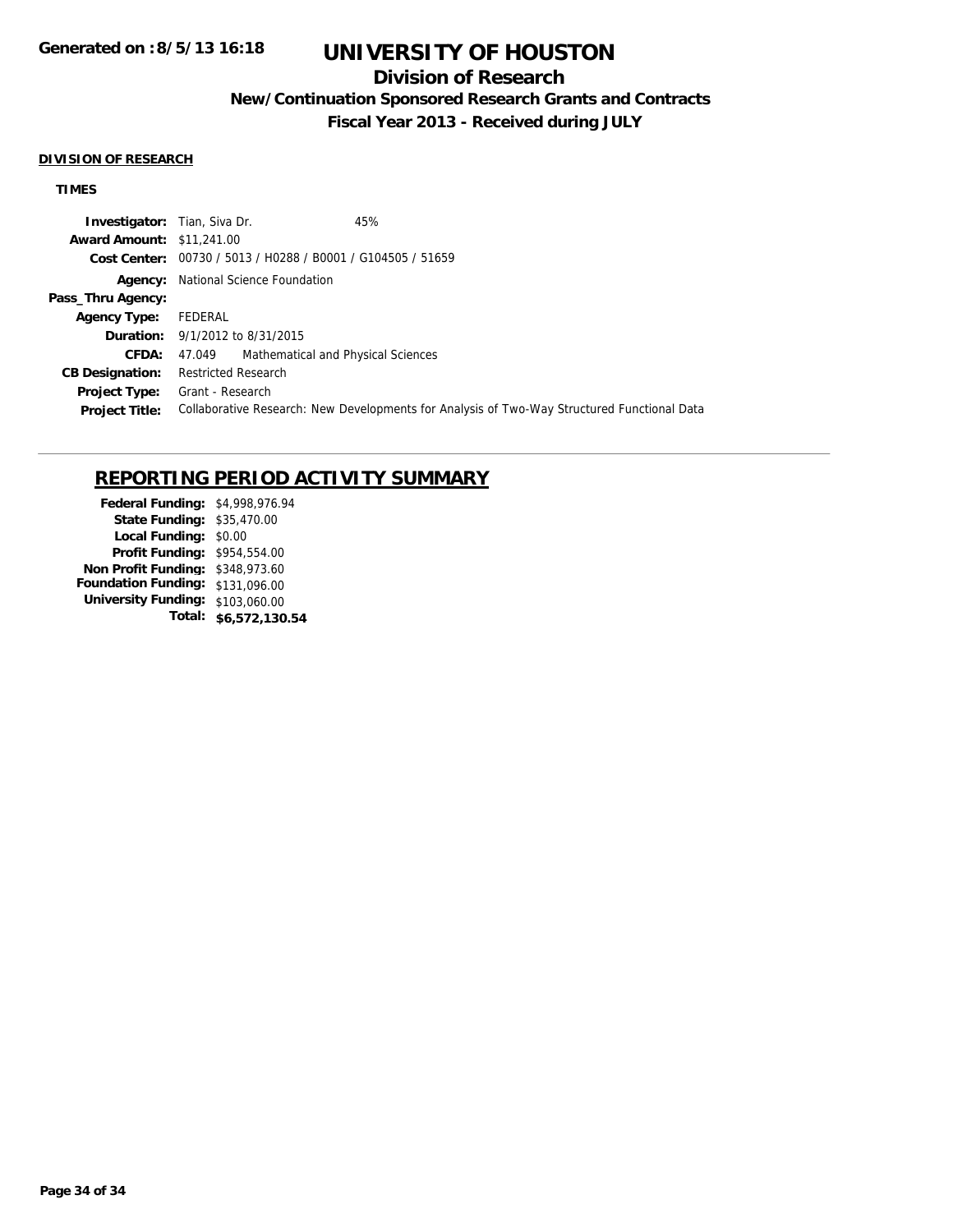**DIVISION OF RESEARCH**

**TIMES**

| | |
|---|---|
| **Investigator:** | Tian, Siva Dr. 45% |
| **Award Amount:** | $11,241.00 |
| **Cost Center:** | 00730 / 5013 / H0288 / B0001 / G104505 / 51659 |
| **Agency:** | National Science Foundation |
| **Pass_Thru Agency:** | |
| **Agency Type:** | FEDERAL |
| **Duration:** | 9/1/2012 to 8/31/2015 |
| **CFDA:** | 47.049 Mathematical and Physical Sciences |
| **CB Designation:** | Restricted Research |
| **Project Type:** | Grant - Research |
| **Project Title:** | Collaborative Research: New Developments for Analysis of Two-Way Structured Functional Data |

## REPORTING PERIOD ACTIVITY SUMMARY

| | |
|---|---|
| **Federal Funding:** | $4,998,976.94 |
| **State Funding:** | $35,470.00 |
| **Local Funding:** | $0.00 |
| **Profit Funding:** | $954,554.00 |
| **Non Profit Funding:** | $348,973.60 |
| **Foundation Funding:** | $131,096.00 |
| **University Funding:** | $103,060.00 |
| **Total:** | **$6,572,130.54** |